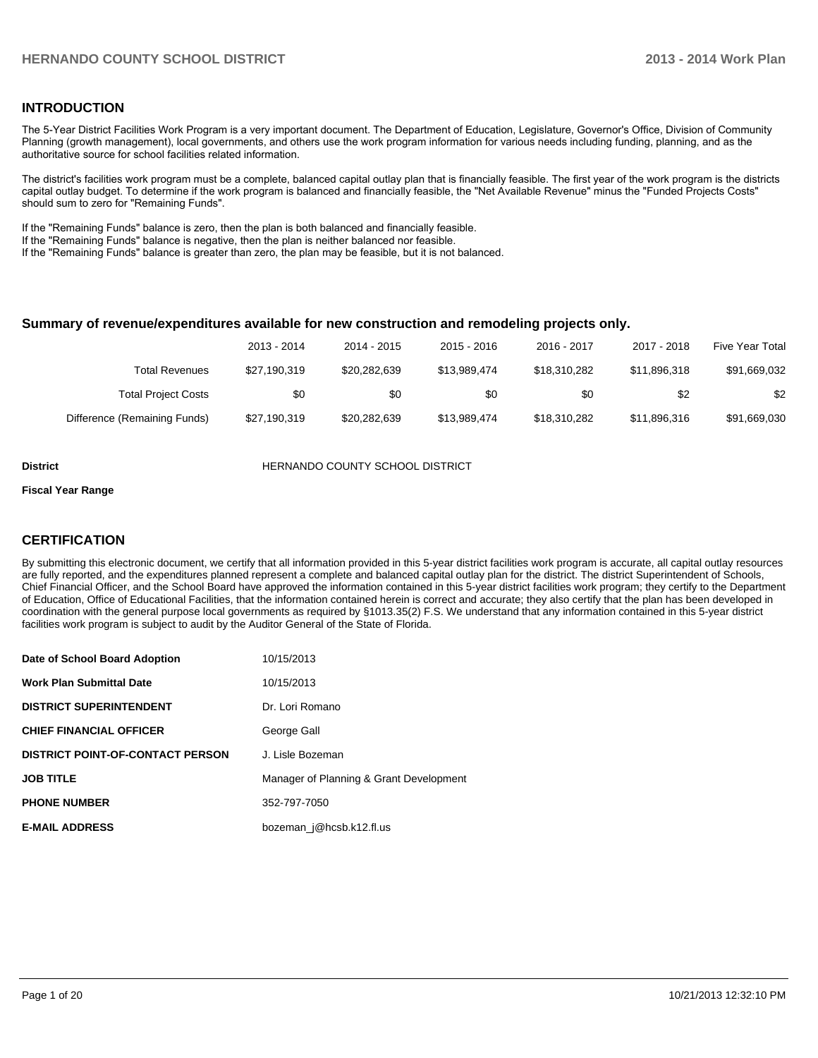## INTRODUCTION

The 5-Year District Facilities Work Program is a very important document. The Department of Education, Legislature, Governor's Office, Division of Community Planning (growth management), local governments, and others use the work program information for various needs including funding, planning, and as the authoritative source for school facilities related information.

The district's facilities work program must be a complete, balanced capital outlay plan that is financially feasible. The first year of the work program is the districts capital outlay budget. To determine if the work program is balanced and financially feasible, the "Net Available Revenue" minus the "Funded Projects Costs" should sum to zero for "Remaining Funds".

If the "Remaining Funds" balance is zero, then the plan is both balanced and financially feasible.
If the "Remaining Funds" balance is negative, then the plan is neither balanced nor feasible.
If the "Remaining Funds" balance is greater than zero, the plan may be feasible, but it is not balanced.

### Summary of revenue/expenditures available for new construction and remodeling projects only.

| | 2013 - 2014 | 2014 - 2015 | 2015 - 2016 | 2016 - 2017 | 2017 - 2018 | Five Year Total |
|---|---|---|---|---|---|---|
| Total Revenues | $27,190,319 | $20,282,639 | $13,989,474 | $18,310,282 | $11,896,318 | $91,669,032 |
| Total Project Costs | $0 | $0 | $0 | $0 | $2 | $2 |
| Difference (Remaining Funds) | $27,190,319 | $20,282,639 | $13,989,474 | $18,310,282 | $11,896,316 | $91,669,030 |

**District** HERNANDO COUNTY SCHOOL DISTRICT

**Fiscal Year Range**

## CERTIFICATION

By submitting this electronic document, we certify that all information provided in this 5-year district facilities work program is accurate, all capital outlay resources are fully reported, and the expenditures planned represent a complete and balanced capital outlay plan for the district. The district Superintendent of Schools, Chief Financial Officer, and the School Board have approved the information contained in this 5-year district facilities work program; they certify to the Department of Education, Office of Educational Facilities, that the information contained herein is correct and accurate; they also certify that the plan has been developed in coordination with the general purpose local governments as required by §1013.35(2) F.S. We understand that any information contained in this 5-year district facilities work program is subject to audit by the Auditor General of the State of Florida.

| | |
|---|---|
| **Date of School Board Adoption** | 10/15/2013 |
| **Work Plan Submittal Date** | 10/15/2013 |
| **DISTRICT SUPERINTENDENT** | Dr. Lori Romano |
| **CHIEF FINANCIAL OFFICER** | George Gall |
| **DISTRICT POINT-OF-CONTACT PERSON** | J. Lisle Bozeman |
| **JOB TITLE** | Manager of Planning & Grant Development |
| **PHONE NUMBER** | 352-797-7050 |
| **E-MAIL ADDRESS** | bozeman_j@hcsb.k12.fl.us |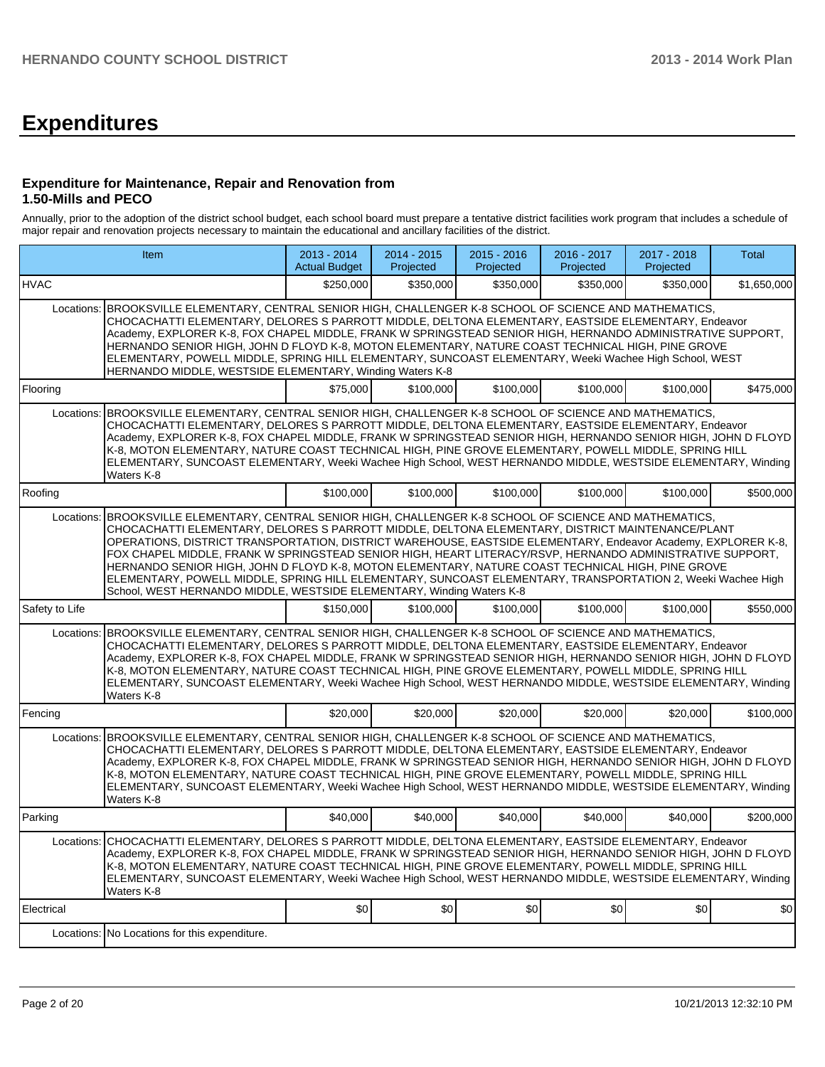# Expenditures

### Expenditure for Maintenance, Repair and Renovation from 1.50-Mills and PECO

Annually, prior to the adoption of the district school budget, each school board must prepare a tentative district facilities work program that includes a schedule of major repair and renovation projects necessary to maintain the educational and ancillary facilities of the district.

| Item | | 2013 - 2014 Actual Budget | 2014 - 2015 Projected | 2015 - 2016 Projected | 2016 - 2017 Projected | 2017 - 2018 Projected | Total |
|---|---|---|---|---|---|---|---|
| HVAC | | $250,000 | $350,000 | $350,000 | $350,000 | $350,000 | $1,650,000 |
| Locations: | BROOKSVILLE ELEMENTARY, CENTRAL SENIOR HIGH, CHALLENGER K-8 SCHOOL OF SCIENCE AND MATHEMATICS, CHOCACHATTI ELEMENTARY, DELORES S PARROTT MIDDLE, DELTONA ELEMENTARY, EASTSIDE ELEMENTARY, Endeavor Academy, EXPLORER K-8, FOX CHAPEL MIDDLE, FRANK W SPRINGSTEAD SENIOR HIGH, HERNANDO ADMINISTRATIVE SUPPORT, HERNANDO SENIOR HIGH, JOHN D FLOYD K-8, MOTON ELEMENTARY, NATURE COAST TECHNICAL HIGH, PINE GROVE ELEMENTARY, POWELL MIDDLE, SPRING HILL ELEMENTARY, SUNCOAST ELEMENTARY, Weeki Wachee High School, WEST HERNANDO MIDDLE, WESTSIDE ELEMENTARY, Winding Waters K-8 | | | | | | |
| Flooring | | $75,000 | $100,000 | $100,000 | $100,000 | $100,000 | $475,000 |
| Locations: | BROOKSVILLE ELEMENTARY, CENTRAL SENIOR HIGH, CHALLENGER K-8 SCHOOL OF SCIENCE AND MATHEMATICS, CHOCACHATTI ELEMENTARY, DELORES S PARROTT MIDDLE, DELTONA ELEMENTARY, EASTSIDE ELEMENTARY, Endeavor Academy, EXPLORER K-8, FOX CHAPEL MIDDLE, FRANK W SPRINGSTEAD SENIOR HIGH, HERNANDO SENIOR HIGH, JOHN D FLOYD K-8, MOTON ELEMENTARY, NATURE COAST TECHNICAL HIGH, PINE GROVE ELEMENTARY, POWELL MIDDLE, SPRING HILL ELEMENTARY, SUNCOAST ELEMENTARY, Weeki Wachee High School, WEST HERNANDO MIDDLE, WESTSIDE ELEMENTARY, Winding Waters K-8 | | | | | | |
| Roofing | | $100,000 | $100,000 | $100,000 | $100,000 | $100,000 | $500,000 |
| Locations: | BROOKSVILLE ELEMENTARY, CENTRAL SENIOR HIGH, CHALLENGER K-8 SCHOOL OF SCIENCE AND MATHEMATICS, CHOCACHATTI ELEMENTARY, DELORES S PARROTT MIDDLE, DELTONA ELEMENTARY, DISTRICT MAINTENANCE/PLANT OPERATIONS, DISTRICT TRANSPORTATION, DISTRICT WAREHOUSE, EASTSIDE ELEMENTARY, Endeavor Academy, EXPLORER K-8, FOX CHAPEL MIDDLE, FRANK W SPRINGSTEAD SENIOR HIGH, HEART LITERACY/RSVP, HERNANDO ADMINISTRATIVE SUPPORT, HERNANDO SENIOR HIGH, JOHN D FLOYD K-8, MOTON ELEMENTARY, NATURE COAST TECHNICAL HIGH, PINE GROVE ELEMENTARY, POWELL MIDDLE, SPRING HILL ELEMENTARY, SUNCOAST ELEMENTARY, TRANSPORTATION 2, Weeki Wachee High School, WEST HERNANDO MIDDLE, WESTSIDE ELEMENTARY, Winding Waters K-8 | | | | | | |
| Safety to Life | | $150,000 | $100,000 | $100,000 | $100,000 | $100,000 | $550,000 |
| Locations: | BROOKSVILLE ELEMENTARY, CENTRAL SENIOR HIGH, CHALLENGER K-8 SCHOOL OF SCIENCE AND MATHEMATICS, CHOCACHATTI ELEMENTARY, DELORES S PARROTT MIDDLE, DELTONA ELEMENTARY, EASTSIDE ELEMENTARY, Endeavor Academy, EXPLORER K-8, FOX CHAPEL MIDDLE, FRANK W SPRINGSTEAD SENIOR HIGH, HERNANDO SENIOR HIGH, JOHN D FLOYD K-8, MOTON ELEMENTARY, NATURE COAST TECHNICAL HIGH, PINE GROVE ELEMENTARY, POWELL MIDDLE, SPRING HILL ELEMENTARY, SUNCOAST ELEMENTARY, Weeki Wachee High School, WEST HERNANDO MIDDLE, WESTSIDE ELEMENTARY, Winding Waters K-8 | | | | | | |
| Fencing | | $20,000 | $20,000 | $20,000 | $20,000 | $20,000 | $100,000 |
| Locations: | BROOKSVILLE ELEMENTARY, CENTRAL SENIOR HIGH, CHALLENGER K-8 SCHOOL OF SCIENCE AND MATHEMATICS, CHOCACHATTI ELEMENTARY, DELORES S PARROTT MIDDLE, DELTONA ELEMENTARY, EASTSIDE ELEMENTARY, Endeavor Academy, EXPLORER K-8, FOX CHAPEL MIDDLE, FRANK W SPRINGSTEAD SENIOR HIGH, HERNANDO SENIOR HIGH, JOHN D FLOYD K-8, MOTON ELEMENTARY, NATURE COAST TECHNICAL HIGH, PINE GROVE ELEMENTARY, POWELL MIDDLE, SPRING HILL ELEMENTARY, SUNCOAST ELEMENTARY, Weeki Wachee High School, WEST HERNANDO MIDDLE, WESTSIDE ELEMENTARY, Winding Waters K-8 | | | | | | |
| Parking | | $40,000 | $40,000 | $40,000 | $40,000 | $40,000 | $200,000 |
| Locations: | CHOCACHATTI ELEMENTARY, DELORES S PARROTT MIDDLE, DELTONA ELEMENTARY, EASTSIDE ELEMENTARY, Endeavor Academy, EXPLORER K-8, FOX CHAPEL MIDDLE, FRANK W SPRINGSTEAD SENIOR HIGH, HERNANDO SENIOR HIGH, JOHN D FLOYD K-8, MOTON ELEMENTARY, NATURE COAST TECHNICAL HIGH, PINE GROVE ELEMENTARY, POWELL MIDDLE, SPRING HILL ELEMENTARY, SUNCOAST ELEMENTARY, Weeki Wachee High School, WEST HERNANDO MIDDLE, WESTSIDE ELEMENTARY, Winding Waters K-8 | | | | | | |
| Electrical | | $0 | $0 | $0 | $0 | $0 | $0 |
| Locations: | No Locations for this expenditure. | | | | | | |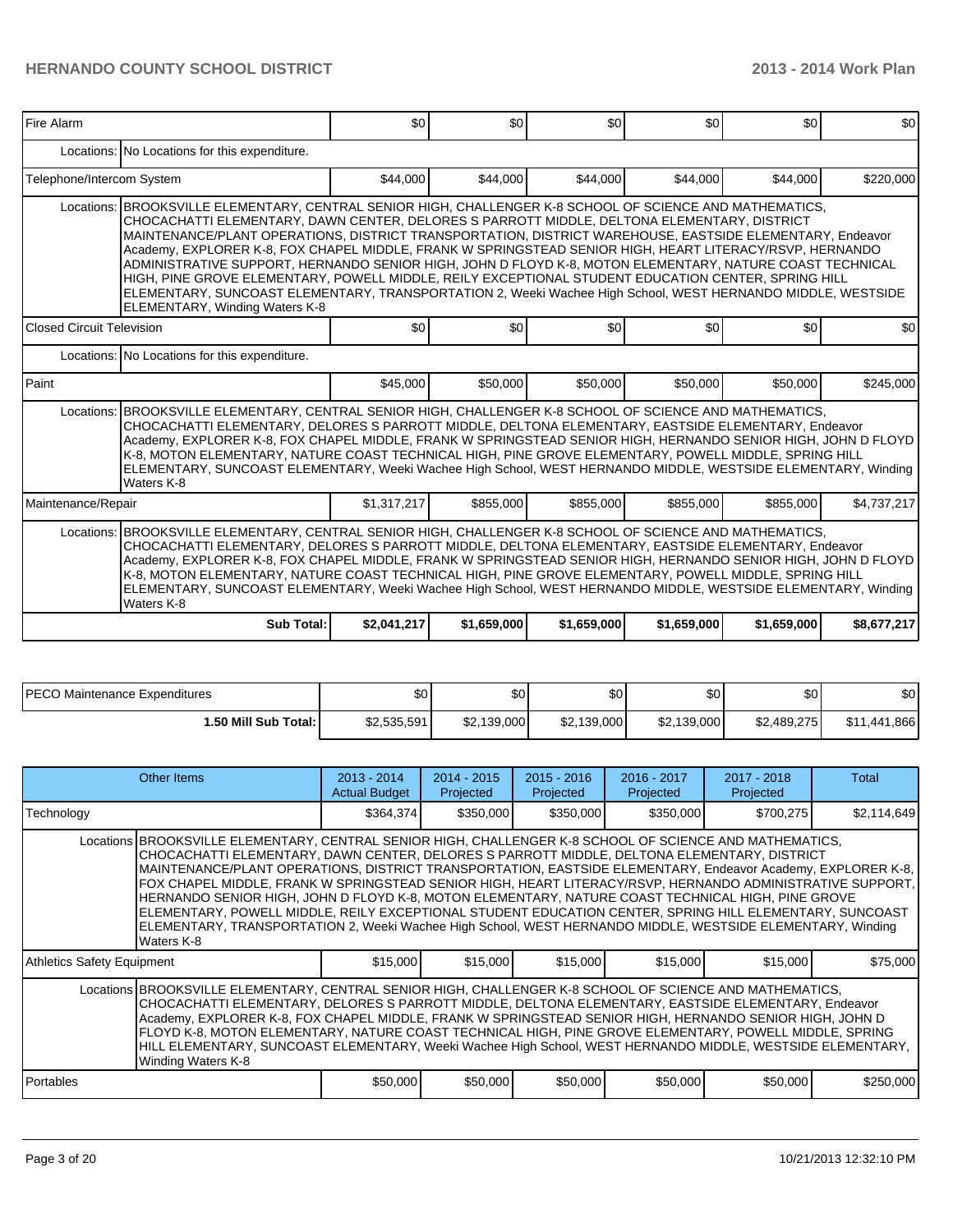| | | | | | | | |
|---|---|---|---|---|---|---|---|
| Fire Alarm | | $0 | $0 | $0 | $0 | $0 | $0 |
| | Locations: No Locations for this expenditure. | | | | | | |
| Telephone/Intercom System | | $44,000 | $44,000 | $44,000 | $44,000 | $44,000 | $220,000 |
| | Locations: BROOKSVILLE ELEMENTARY, CENTRAL SENIOR HIGH, CHALLENGER K-8 SCHOOL OF SCIENCE AND MATHEMATICS, CHOCACHATTI ELEMENTARY, DAWN CENTER, DELORES S PARROTT MIDDLE, DELTONA ELEMENTARY, DISTRICT MAINTENANCE/PLANT OPERATIONS, DISTRICT TRANSPORTATION, DISTRICT WAREHOUSE, EASTSIDE ELEMENTARY, Endeavor Academy, EXPLORER K-8, FOX CHAPEL MIDDLE, FRANK W SPRINGSTEAD SENIOR HIGH, HEART LITERACY/RSVP, HERNANDO ADMINISTRATIVE SUPPORT, HERNANDO SENIOR HIGH, JOHN D FLOYD K-8, MOTON ELEMENTARY, NATURE COAST TECHNICAL HIGH, PINE GROVE ELEMENTARY, POWELL MIDDLE, REILY EXCEPTIONAL STUDENT EDUCATION CENTER, SPRING HILL ELEMENTARY, SUNCOAST ELEMENTARY, TRANSPORTATION 2, Weeki Wachee High School, WEST HERNANDO MIDDLE, WESTSIDE ELEMENTARY, Winding Waters K-8 | | | | | | |
| Closed Circuit Television | | $0 | $0 | $0 | $0 | $0 | $0 |
| | Locations: No Locations for this expenditure. | | | | | | |
| Paint | | $45,000 | $50,000 | $50,000 | $50,000 | $50,000 | $245,000 |
| | Locations: BROOKSVILLE ELEMENTARY, CENTRAL SENIOR HIGH, CHALLENGER K-8 SCHOOL OF SCIENCE AND MATHEMATICS, CHOCACHATTI ELEMENTARY, DELORES S PARROTT MIDDLE, DELTONA ELEMENTARY, EASTSIDE ELEMENTARY, Endeavor Academy, EXPLORER K-8, FOX CHAPEL MIDDLE, FRANK W SPRINGSTEAD SENIOR HIGH, HERNANDO SENIOR HIGH, JOHN D FLOYD K-8, MOTON ELEMENTARY, NATURE COAST TECHNICAL HIGH, PINE GROVE ELEMENTARY, POWELL MIDDLE, SPRING HILL ELEMENTARY, SUNCOAST ELEMENTARY, Weeki Wachee High School, WEST HERNANDO MIDDLE, WESTSIDE ELEMENTARY, Winding Waters K-8 | | | | | | |
| Maintenance/Repair | | $1,317,217 | $855,000 | $855,000 | $855,000 | $855,000 | $4,737,217 |
| | Locations: BROOKSVILLE ELEMENTARY, CENTRAL SENIOR HIGH, CHALLENGER K-8 SCHOOL OF SCIENCE AND MATHEMATICS, CHOCACHATTI ELEMENTARY, DELORES S PARROTT MIDDLE, DELTONA ELEMENTARY, EASTSIDE ELEMENTARY, Endeavor Academy, EXPLORER K-8, FOX CHAPEL MIDDLE, FRANK W SPRINGSTEAD SENIOR HIGH, HERNANDO SENIOR HIGH, JOHN D FLOYD K-8, MOTON ELEMENTARY, NATURE COAST TECHNICAL HIGH, PINE GROVE ELEMENTARY, POWELL MIDDLE, SPRING HILL ELEMENTARY, SUNCOAST ELEMENTARY, Weeki Wachee High School, WEST HERNANDO MIDDLE, WESTSIDE ELEMENTARY, Winding Waters K-8 | | | | | | |
| | **Sub Total:** | **$2,041,217** | **$1,659,000** | **$1,659,000** | **$1,659,000** | **$1,659,000** | **$8,677,217** |

| | | | | | | |
|---|---|---|---|---|---|---|
| PECO Maintenance Expenditures | $0 | $0 | $0 | $0 | $0 | $0 |
| **1.50 Mill Sub Total:** | $2,535,591 | $2,139,000 | $2,139,000 | $2,139,000 | $2,489,275 | $11,441,866 |

| Other Items | | 2013 - 2014 Actual Budget | 2014 - 2015 Projected | 2015 - 2016 Projected | 2016 - 2017 Projected | 2017 - 2018 Projected | Total |
|---|---|---|---|---|---|---|---|
| Technology | | $364,374 | $350,000 | $350,000 | $350,000 | $700,275 | $2,114,649 |
| | Locations BROOKSVILLE ELEMENTARY, CENTRAL SENIOR HIGH, CHALLENGER K-8 SCHOOL OF SCIENCE AND MATHEMATICS, CHOCACHATTI ELEMENTARY, DAWN CENTER, DELORES S PARROTT MIDDLE, DELTONA ELEMENTARY, DISTRICT MAINTENANCE/PLANT OPERATIONS, DISTRICT TRANSPORTATION, EASTSIDE ELEMENTARY, Endeavor Academy, EXPLORER K-8, FOX CHAPEL MIDDLE, FRANK W SPRINGSTEAD SENIOR HIGH, HEART LITERACY/RSVP, HERNANDO ADMINISTRATIVE SUPPORT, HERNANDO SENIOR HIGH, JOHN D FLOYD K-8, MOTON ELEMENTARY, NATURE COAST TECHNICAL HIGH, PINE GROVE ELEMENTARY, POWELL MIDDLE, REILY EXCEPTIONAL STUDENT EDUCATION CENTER, SPRING HILL ELEMENTARY, SUNCOAST ELEMENTARY, TRANSPORTATION 2, Weeki Wachee High School, WEST HERNANDO MIDDLE, WESTSIDE ELEMENTARY, Winding Waters K-8 | | | | | | |
| Athletics Safety Equipment | | $15,000 | $15,000 | $15,000 | $15,000 | $15,000 | $75,000 |
| | Locations BROOKSVILLE ELEMENTARY, CENTRAL SENIOR HIGH, CHALLENGER K-8 SCHOOL OF SCIENCE AND MATHEMATICS, CHOCACHATTI ELEMENTARY, DELORES S PARROTT MIDDLE, DELTONA ELEMENTARY, EASTSIDE ELEMENTARY, Endeavor Academy, EXPLORER K-8, FOX CHAPEL MIDDLE, FRANK W SPRINGSTEAD SENIOR HIGH, HERNANDO SENIOR HIGH, JOHN D FLOYD K-8, MOTON ELEMENTARY, NATURE COAST TECHNICAL HIGH, PINE GROVE ELEMENTARY, POWELL MIDDLE, SPRING HILL ELEMENTARY, SUNCOAST ELEMENTARY, Weeki Wachee High School, WEST HERNANDO MIDDLE, WESTSIDE ELEMENTARY, Winding Waters K-8 | | | | | | |
| Portables | | $50,000 | $50,000 | $50,000 | $50,000 | $50,000 | $250,000 |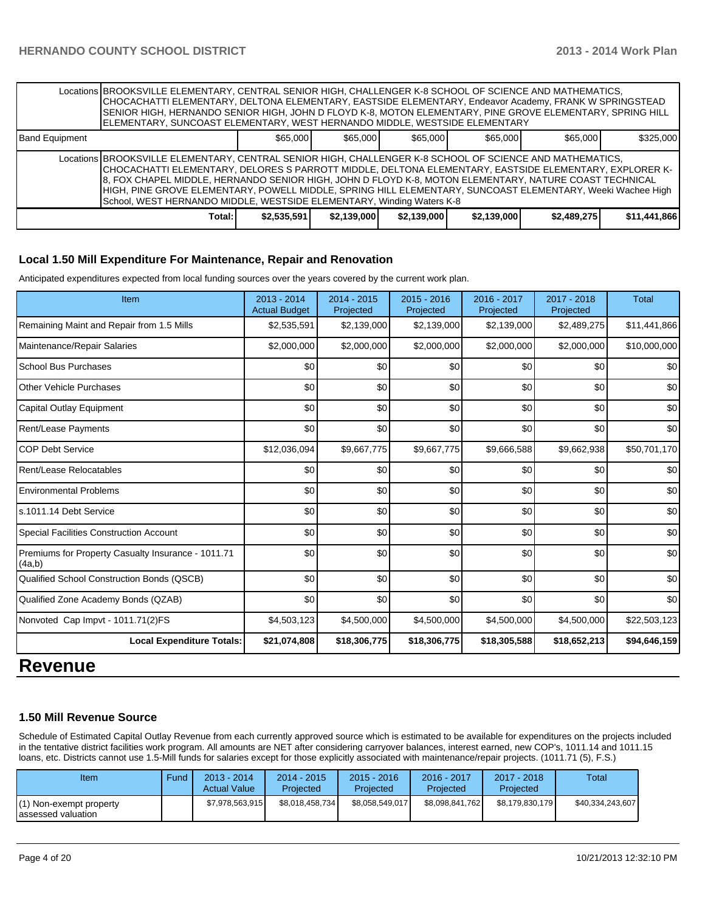| | | | | | | |
|---|---|---|---|---|---|---|
| Locations | BROOKSVILLE ELEMENTARY, CENTRAL SENIOR HIGH, CHALLENGER K-8 SCHOOL OF SCIENCE AND MATHEMATICS, CHOCACHATTI ELEMENTARY, DELTONA ELEMENTARY, EASTSIDE ELEMENTARY, Endeavor Academy, FRANK W SPRINGSTEAD SENIOR HIGH, HERNANDO SENIOR HIGH, JOHN D FLOYD K-8, MOTON ELEMENTARY, PINE GROVE ELEMENTARY, SPRING HILL ELEMENTARY, SUNCOAST ELEMENTARY, WEST HERNANDO MIDDLE, WESTSIDE ELEMENTARY | | | | | |
| Band Equipment | $65,000 | $65,000 | $65,000 | $65,000 | $65,000 | $325,000 |
| Locations | BROOKSVILLE ELEMENTARY, CENTRAL SENIOR HIGH, CHALLENGER K-8 SCHOOL OF SCIENCE AND MATHEMATICS, CHOCACHATTI ELEMENTARY, DELORES S PARROTT MIDDLE, DELTONA ELEMENTARY, EASTSIDE ELEMENTARY, EXPLORER K-8, FOX CHAPEL MIDDLE, HERNANDO SENIOR HIGH, JOHN D FLOYD K-8, MOTON ELEMENTARY, NATURE COAST TECHNICAL HIGH, PINE GROVE ELEMENTARY, POWELL MIDDLE, SPRING HILL ELEMENTARY, SUNCOAST ELEMENTARY, Weeki Wachee High School, WEST HERNANDO MIDDLE, WESTSIDE ELEMENTARY, Winding Waters K-8 | | | | | |
| **Total:** | **$2,535,591** | **$2,139,000** | **$2,139,000** | **$2,139,000** | **$2,489,275** | **$11,441,866** |

### Local 1.50 Mill Expenditure For Maintenance, Repair and Renovation

Anticipated expenditures expected from local funding sources over the years covered by the current work plan.

| Item | 2013 - 2014 Actual Budget | 2014 - 2015 Projected | 2015 - 2016 Projected | 2016 - 2017 Projected | 2017 - 2018 Projected | Total |
|---|---|---|---|---|---|---|
| Remaining Maint and Repair from 1.5 Mills | $2,535,591 | $2,139,000 | $2,139,000 | $2,139,000 | $2,489,275 | $11,441,866 |
| Maintenance/Repair Salaries | $2,000,000 | $2,000,000 | $2,000,000 | $2,000,000 | $2,000,000 | $10,000,000 |
| School Bus Purchases | $0 | $0 | $0 | $0 | $0 | $0 |
| Other Vehicle Purchases | $0 | $0 | $0 | $0 | $0 | $0 |
| Capital Outlay Equipment | $0 | $0 | $0 | $0 | $0 | $0 |
| Rent/Lease Payments | $0 | $0 | $0 | $0 | $0 | $0 |
| COP Debt Service | $12,036,094 | $9,667,775 | $9,667,775 | $9,666,588 | $9,662,938 | $50,701,170 |
| Rent/Lease Relocatables | $0 | $0 | $0 | $0 | $0 | $0 |
| Environmental Problems | $0 | $0 | $0 | $0 | $0 | $0 |
| s.1011.14 Debt Service | $0 | $0 | $0 | $0 | $0 | $0 |
| Special Facilities Construction Account | $0 | $0 | $0 | $0 | $0 | $0 |
| Premiums for Property Casualty Insurance - 1011.71 (4a,b) | $0 | $0 | $0 | $0 | $0 | $0 |
| Qualified School Construction Bonds (QSCB) | $0 | $0 | $0 | $0 | $0 | $0 |
| Qualified Zone Academy Bonds (QZAB) | $0 | $0 | $0 | $0 | $0 | $0 |
| Nonvoted Cap Impvt - 1011.71(2)FS | $4,503,123 | $4,500,000 | $4,500,000 | $4,500,000 | $4,500,000 | $22,503,123 |
| **Local Expenditure Totals:** | **$21,074,808** | **$18,306,775** | **$18,306,775** | **$18,305,588** | **$18,652,213** | **$94,646,159** |

# Revenue

### 1.50 Mill Revenue Source

Schedule of Estimated Capital Outlay Revenue from each currently approved source which is estimated to be available for expenditures on the projects included in the tentative district facilities work program. All amounts are NET after considering carryover balances, interest earned, new COP's, 1011.14 and 1011.15 loans, etc. Districts cannot use 1.5-Mill funds for salaries except for those explicitly associated with maintenance/repair projects. (1011.71 (5), F.S.)

| Item | Fund | 2013 - 2014 Actual Value | 2014 - 2015 Projected | 2015 - 2016 Projected | 2016 - 2017 Projected | 2017 - 2018 Projected | Total |
|---|---|---|---|---|---|---|---|
| (1) Non-exempt property assessed valuation | | $7,978,563,915 | $8,018,458,734 | $8,058,549,017 | $8,098,841,762 | $8,179,830,179 | $40,334,243,607 |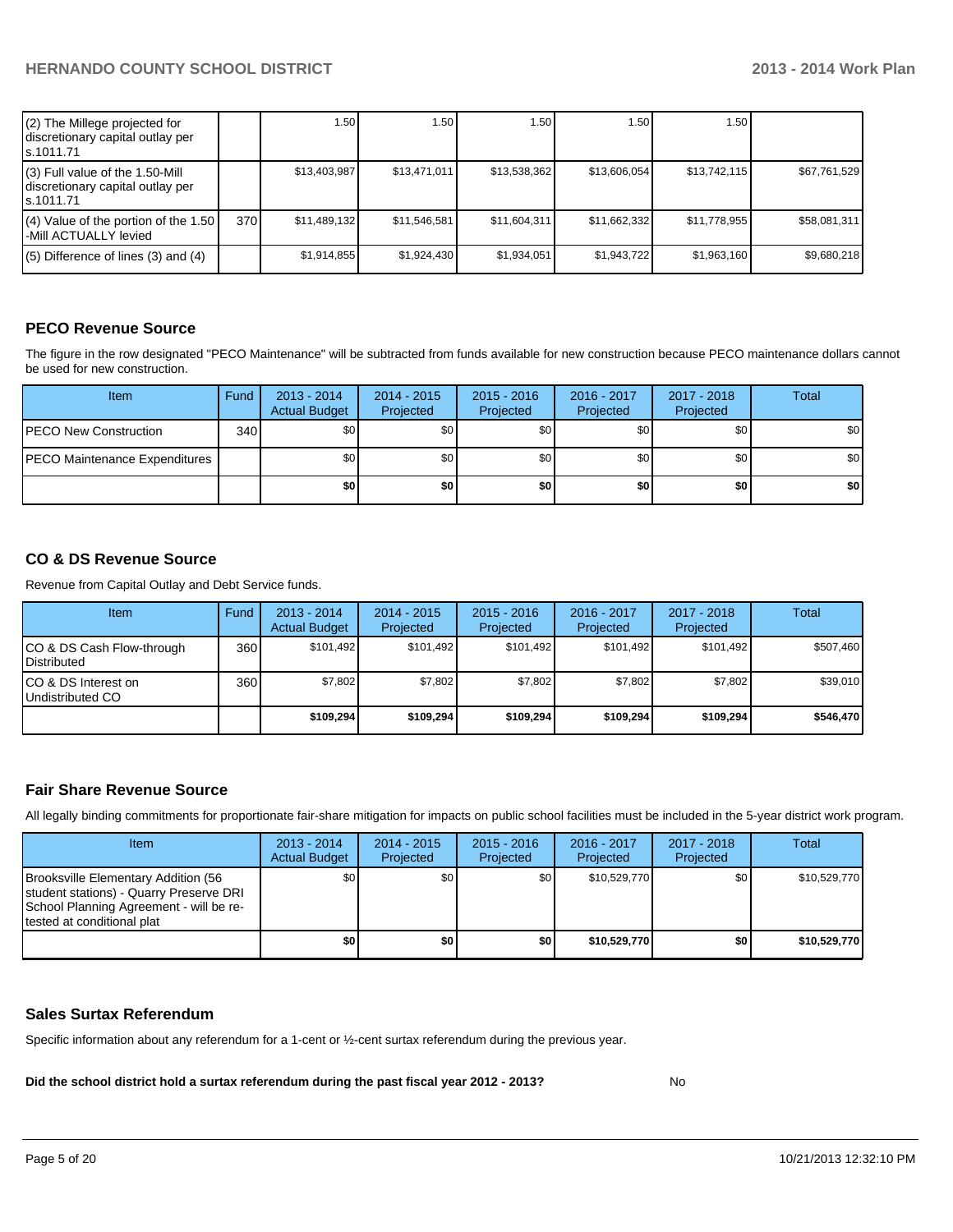| (2) The Millege projected for discretionary capital outlay per s.1011.71 | | 1.50 | 1.50 | 1.50 | 1.50 | 1.50 | |
|---|---|---|---|---|---|---|---|
| (3) Full value of the 1.50-Mill discretionary capital outlay per s.1011.71 | | $13,403,987 | $13,471,011 | $13,538,362 | $13,606,054 | $13,742,115 | $67,761,529 |
| (4) Value of the portion of the 1.50 -Mill ACTUALLY levied | 370 | $11,489,132 | $11,546,581 | $11,604,311 | $11,662,332 | $11,778,955 | $58,081,311 |
| (5) Difference of lines (3) and (4) | | $1,914,855 | $1,924,430 | $1,934,051 | $1,943,722 | $1,963,160 | $9,680,218 |

## PECO Revenue Source

The figure in the row designated "PECO Maintenance" will be subtracted from funds available for new construction because PECO maintenance dollars cannot be used for new construction.

| Item | Fund | 2013 - 2014 Actual Budget | 2014 - 2015 Projected | 2015 - 2016 Projected | 2016 - 2017 Projected | 2017 - 2018 Projected | Total |
|---|---|---|---|---|---|---|---|
| PECO New Construction | 340 | $0 | $0 | $0 | $0 | $0 | $0 |
| PECO Maintenance Expenditures | | $0 | $0 | $0 | $0 | $0 | $0 |
| | | **$0** | **$0** | **$0** | **$0** | **$0** | **$0** |

## CO & DS Revenue Source

Revenue from Capital Outlay and Debt Service funds.

| Item | Fund | 2013 - 2014 Actual Budget | 2014 - 2015 Projected | 2015 - 2016 Projected | 2016 - 2017 Projected | 2017 - 2018 Projected | Total |
|---|---|---|---|---|---|---|---|
| CO & DS Cash Flow-through Distributed | 360 | $101,492 | $101,492 | $101,492 | $101,492 | $101,492 | $507,460 |
| CO & DS Interest on Undistributed CO | 360 | $7,802 | $7,802 | $7,802 | $7,802 | $7,802 | $39,010 |
| | | **$109,294** | **$109,294** | **$109,294** | **$109,294** | **$109,294** | **$546,470** |

## Fair Share Revenue Source

All legally binding commitments for proportionate fair-share mitigation for impacts on public school facilities must be included in the 5-year district work program.

| Item | 2013 - 2014 Actual Budget | 2014 - 2015 Projected | 2015 - 2016 Projected | 2016 - 2017 Projected | 2017 - 2018 Projected | Total |
|---|---|---|---|---|---|---|
| Brooksville Elementary Addition (56 student stations) - Quarry Preserve DRI School Planning Agreement - will be re-tested at conditional plat | $0 | $0 | $0 | $10,529,770 | $0 | $10,529,770 |
| | **$0** | **$0** | **$0** | **$10,529,770** | **$0** | **$10,529,770** |

## Sales Surtax Referendum

Specific information about any referendum for a 1-cent or ½-cent surtax referendum during the previous year.

**Did the school district hold a surtax referendum during the past fiscal year 2012 - 2013?** No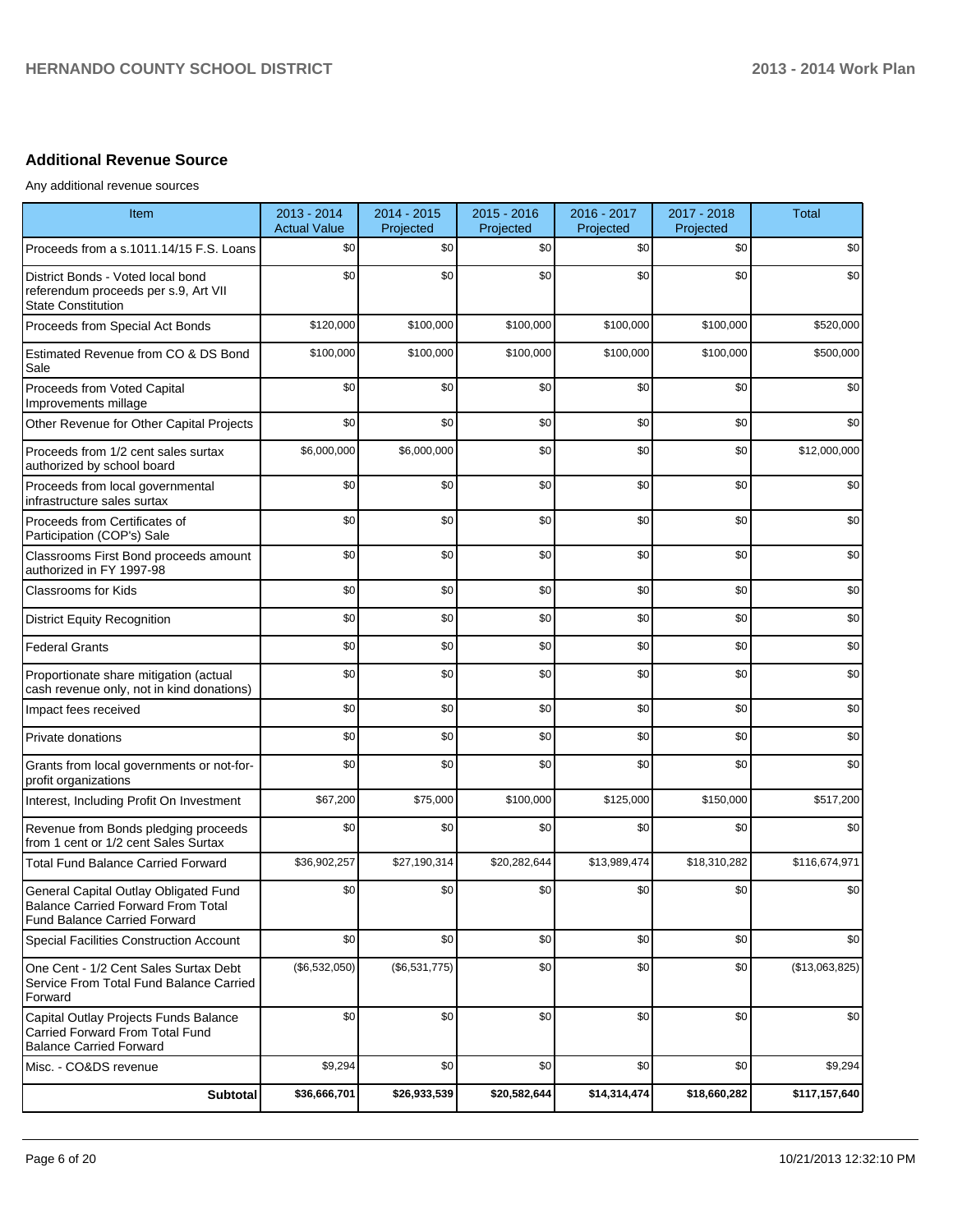## Additional Revenue Source

Any additional revenue sources

| Item | 2013 - 2014 Actual Value | 2014 - 2015 Projected | 2015 - 2016 Projected | 2016 - 2017 Projected | 2017 - 2018 Projected | Total |
|---|---|---|---|---|---|---|
| Proceeds from a s.1011.14/15 F.S. Loans | $0 | $0 | $0 | $0 | $0 | $0 |
| District Bonds - Voted local bond referendum proceeds per s.9, Art VII State Constitution | $0 | $0 | $0 | $0 | $0 | $0 |
| Proceeds from Special Act Bonds | $120,000 | $100,000 | $100,000 | $100,000 | $100,000 | $520,000 |
| Estimated Revenue from CO & DS Bond Sale | $100,000 | $100,000 | $100,000 | $100,000 | $100,000 | $500,000 |
| Proceeds from Voted Capital Improvements millage | $0 | $0 | $0 | $0 | $0 | $0 |
| Other Revenue for Other Capital Projects | $0 | $0 | $0 | $0 | $0 | $0 |
| Proceeds from 1/2 cent sales surtax authorized by school board | $6,000,000 | $6,000,000 | $0 | $0 | $0 | $12,000,000 |
| Proceeds from local governmental infrastructure sales surtax | $0 | $0 | $0 | $0 | $0 | $0 |
| Proceeds from Certificates of Participation (COP's) Sale | $0 | $0 | $0 | $0 | $0 | $0 |
| Classrooms First Bond proceeds amount authorized in FY 1997-98 | $0 | $0 | $0 | $0 | $0 | $0 |
| Classrooms for Kids | $0 | $0 | $0 | $0 | $0 | $0 |
| District Equity Recognition | $0 | $0 | $0 | $0 | $0 | $0 |
| Federal Grants | $0 | $0 | $0 | $0 | $0 | $0 |
| Proportionate share mitigation (actual cash revenue only, not in kind donations) | $0 | $0 | $0 | $0 | $0 | $0 |
| Impact fees received | $0 | $0 | $0 | $0 | $0 | $0 |
| Private donations | $0 | $0 | $0 | $0 | $0 | $0 |
| Grants from local governments or not-for-profit organizations | $0 | $0 | $0 | $0 | $0 | $0 |
| Interest, Including Profit On Investment | $67,200 | $75,000 | $100,000 | $125,000 | $150,000 | $517,200 |
| Revenue from Bonds pledging proceeds from 1 cent or 1/2 cent Sales Surtax | $0 | $0 | $0 | $0 | $0 | $0 |
| Total Fund Balance Carried Forward | $36,902,257 | $27,190,314 | $20,282,644 | $13,989,474 | $18,310,282 | $116,674,971 |
| General Capital Outlay Obligated Fund Balance Carried Forward From Total Fund Balance Carried Forward | $0 | $0 | $0 | $0 | $0 | $0 |
| Special Facilities Construction Account | $0 | $0 | $0 | $0 | $0 | $0 |
| One Cent - 1/2 Cent Sales Surtax Debt Service From Total Fund Balance Carried Forward | ($6,532,050) | ($6,531,775) | $0 | $0 | $0 | ($13,063,825) |
| Capital Outlay Projects Funds Balance Carried Forward From Total Fund Balance Carried Forward | $0 | $0 | $0 | $0 | $0 | $0 |
| Misc. - CO&DS revenue | $9,294 | $0 | $0 | $0 | $0 | $9,294 |
| **Subtotal** | **$36,666,701** | **$26,933,539** | **$20,582,644** | **$14,314,474** | **$18,660,282** | **$117,157,640** |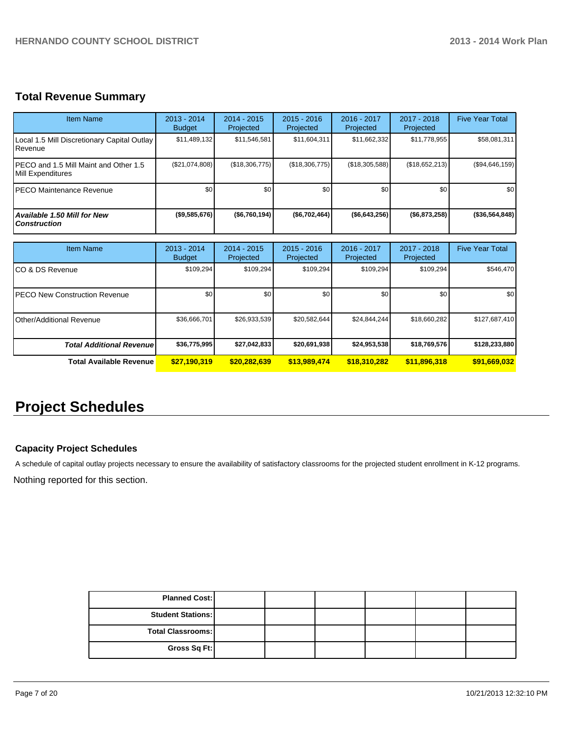## Total Revenue Summary

| Item Name | 2013 - 2014 Budget | 2014 - 2015 Projected | 2015 - 2016 Projected | 2016 - 2017 Projected | 2017 - 2018 Projected | Five Year Total |
|---|---|---|---|---|---|---|
| Local 1.5 Mill Discretionary Capital Outlay Revenue | $11,489,132 | $11,546,581 | $11,604,311 | $11,662,332 | $11,778,955 | $58,081,311 |
| PECO and 1.5 Mill Maint and Other 1.5 Mill Expenditures | ($21,074,808) | ($18,306,775) | ($18,306,775) | ($18,305,588) | ($18,652,213) | ($94,646,159) |
| PECO Maintenance Revenue | $0 | $0 | $0 | $0 | $0 | $0 |
| ***Available 1.50 Mill for New Construction*** | **($9,585,676)** | **($6,760,194)** | **($6,702,464)** | **($6,643,256)** | **($6,873,258)** | **($36,564,848)** |

| Item Name | 2013 - 2014 Budget | 2014 - 2015 Projected | 2015 - 2016 Projected | 2016 - 2017 Projected | 2017 - 2018 Projected | Five Year Total |
|---|---|---|---|---|---|---|
| CO & DS Revenue | $109,294 | $109,294 | $109,294 | $109,294 | $109,294 | $546,470 |
| PECO New Construction Revenue | $0 | $0 | $0 | $0 | $0 | $0 |
| Other/Additional Revenue | $36,666,701 | $26,933,539 | $20,582,644 | $24,844,244 | $18,660,282 | $127,687,410 |
| ***Total Additional Revenue*** | **$36,775,995** | **$27,042,833** | **$20,691,938** | **$24,953,538** | **$18,769,576** | **$128,233,880** |
| **Total Available Revenue** | **$27,190,319** | **$20,282,639** | **$13,989,474** | **$18,310,282** | **$11,896,318** | **$91,669,032** |

# Project Schedules

### Capacity Project Schedules

A schedule of capital outlay projects necessary to ensure the availability of satisfactory classrooms for the projected student enrollment in K-12 programs.

Nothing reported for this section.

| | | | | | | |
|---|---|---|---|---|---|---|
| **Planned Cost:** | | | | | | |
| **Student Stations:** | | | | | | |
| **Total Classrooms:** | | | | | | |
| **Gross Sq Ft:** | | | | | | |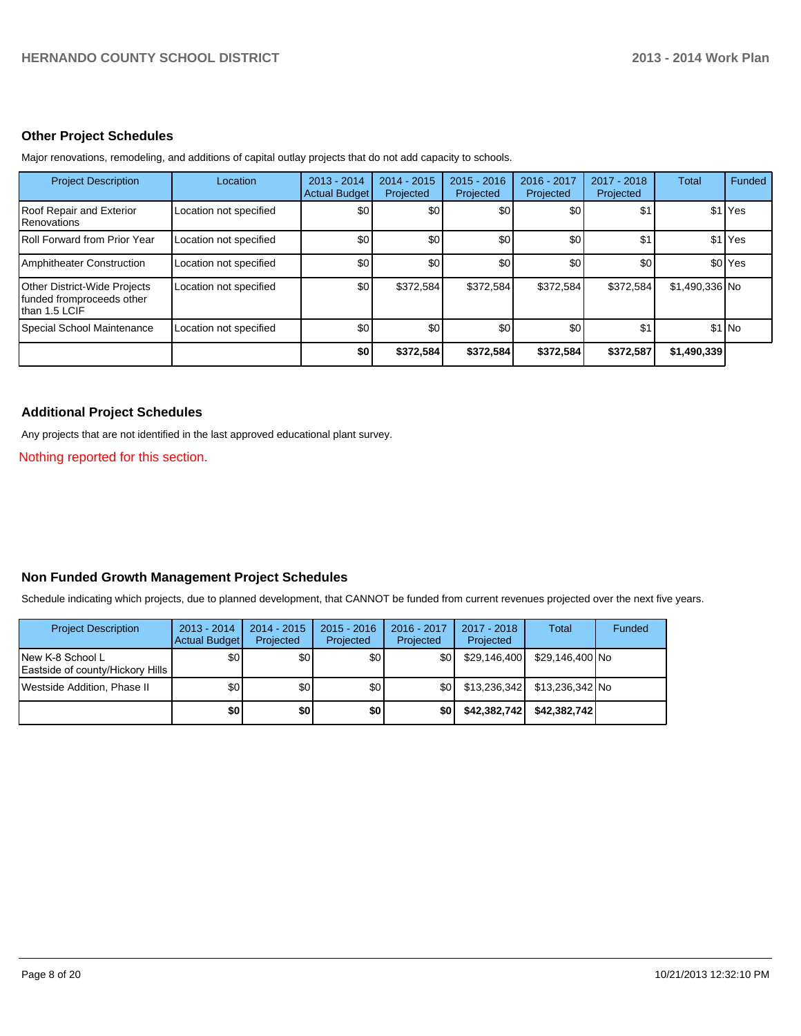## Other Project Schedules

Major renovations, remodeling, and additions of capital outlay projects that do not add capacity to schools.

| Project Description | Location | 2013 - 2014 Actual Budget | 2014 - 2015 Projected | 2015 - 2016 Projected | 2016 - 2017 Projected | 2017 - 2018 Projected | Total | Funded |
|---|---|---|---|---|---|---|---|---|
| Roof Repair and Exterior Renovations | Location not specified | $0 | $0 | $0 | $0 | $1 | $1 | Yes |
| Roll Forward from Prior Year | Location not specified | $0 | $0 | $0 | $0 | $1 | $1 | Yes |
| Amphitheater Construction | Location not specified | $0 | $0 | $0 | $0 | $0 | $0 | Yes |
| Other District-Wide Projects funded fromproceeds other than 1.5 LCIF | Location not specified | $0 | $372,584 | $372,584 | $372,584 | $372,584 | $1,490,336 | No |
| Special School Maintenance | Location not specified | $0 | $0 | $0 | $0 | $1 | $1 | No |
| | | **$0** | **$372,584** | **$372,584** | **$372,584** | **$372,587** | **$1,490,339** | |

## Additional Project Schedules

Any projects that are not identified in the last approved educational plant survey.

Nothing reported for this section.

## Non Funded Growth Management Project Schedules

Schedule indicating which projects, due to planned development, that CANNOT be funded from current revenues projected over the next five years.

| Project Description | 2013 - 2014 Actual Budget | 2014 - 2015 Projected | 2015 - 2016 Projected | 2016 - 2017 Projected | 2017 - 2018 Projected | Total | Funded |
|---|---|---|---|---|---|---|---|
| New K-8 School L Eastside of county/Hickory Hills | $0 | $0 | $0 | $0 | $29,146,400 | $29,146,400 | No |
| Westside Addition, Phase II | $0 | $0 | $0 | $0 | $13,236,342 | $13,236,342 | No |
| | **$0** | **$0** | **$0** | **$0** | **$42,382,742** | **$42,382,742** | |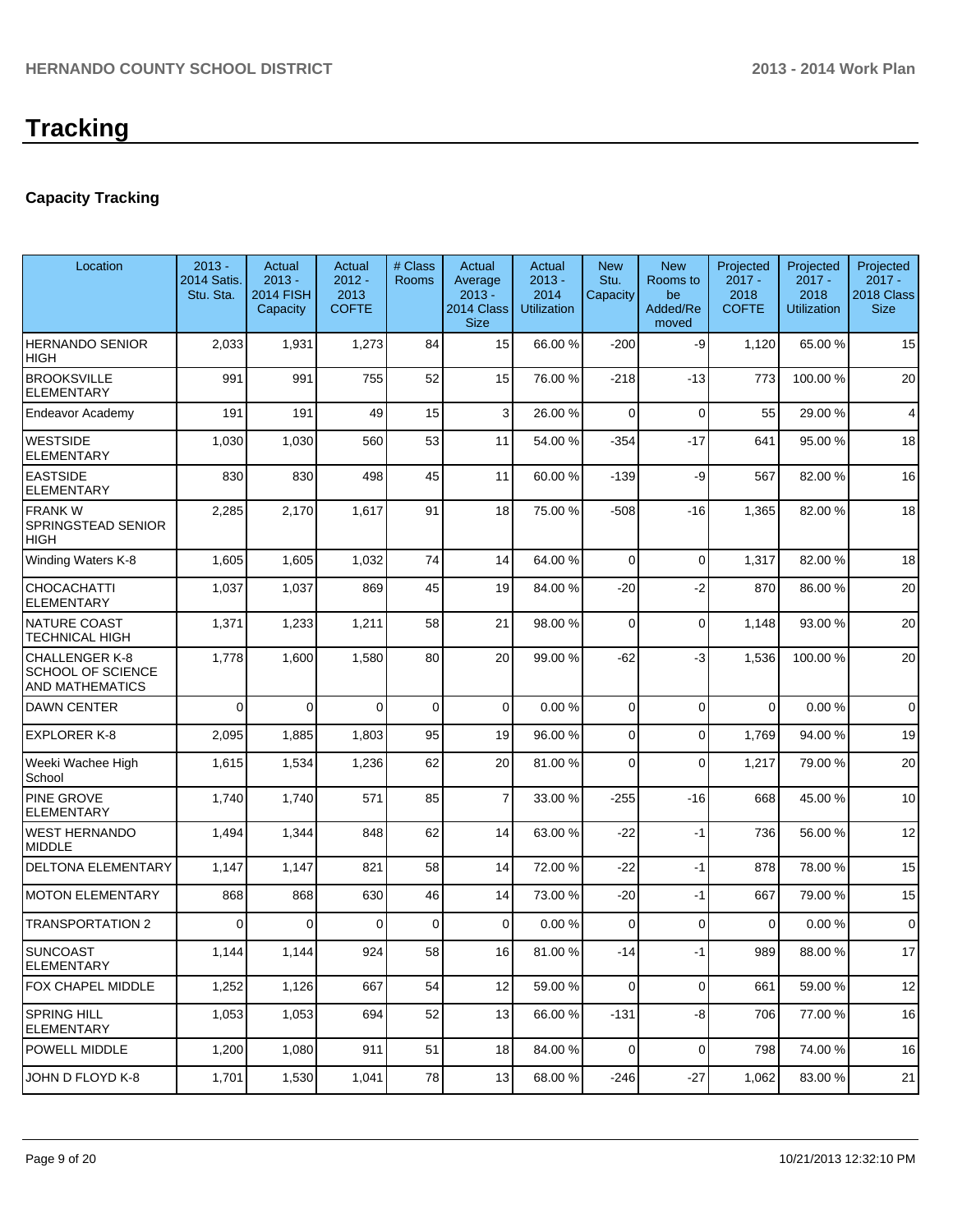# Tracking

### Capacity Tracking

| Location | 2013 - 2014 Satis. Stu. Sta. | Actual 2013 - 2014 FISH Capacity | Actual 2012 - 2013 COFTE | # Class Rooms | Actual Average 2013 - 2014 Class Size | Actual 2013 - 2014 Utilization | New Stu. Capacity | New Rooms to be Added/Removed | Projected 2017 - 2018 COFTE | Projected 2017 - 2018 Utilization | Projected 2017 - 2018 Class Size |
|---|---|---|---|---|---|---|---|---|---|---|---|
| HERNANDO SENIOR HIGH | 2,033 | 1,931 | 1,273 | 84 | 15 | 66.00 % | -200 | -9 | 1,120 | 65.00 % | 15 |
| BROOKSVILLE ELEMENTARY | 991 | 991 | 755 | 52 | 15 | 76.00 % | -218 | -13 | 773 | 100.00 % | 20 |
| Endeavor Academy | 191 | 191 | 49 | 15 | 3 | 26.00 % | 0 | 0 | 55 | 29.00 % | 4 |
| WESTSIDE ELEMENTARY | 1,030 | 1,030 | 560 | 53 | 11 | 54.00 % | -354 | -17 | 641 | 95.00 % | 18 |
| EASTSIDE ELEMENTARY | 830 | 830 | 498 | 45 | 11 | 60.00 % | -139 | -9 | 567 | 82.00 % | 16 |
| FRANK W SPRINGSTEAD SENIOR HIGH | 2,285 | 2,170 | 1,617 | 91 | 18 | 75.00 % | -508 | -16 | 1,365 | 82.00 % | 18 |
| Winding Waters K-8 | 1,605 | 1,605 | 1,032 | 74 | 14 | 64.00 % | 0 | 0 | 1,317 | 82.00 % | 18 |
| CHOCACHATTI ELEMENTARY | 1,037 | 1,037 | 869 | 45 | 19 | 84.00 % | -20 | -2 | 870 | 86.00 % | 20 |
| NATURE COAST TECHNICAL HIGH | 1,371 | 1,233 | 1,211 | 58 | 21 | 98.00 % | 0 | 0 | 1,148 | 93.00 % | 20 |
| CHALLENGER K-8 SCHOOL OF SCIENCE AND MATHEMATICS | 1,778 | 1,600 | 1,580 | 80 | 20 | 99.00 % | -62 | -3 | 1,536 | 100.00 % | 20 |
| DAWN CENTER | 0 | 0 | 0 | 0 | 0 | 0.00 % | 0 | 0 | 0 | 0.00 % | 0 |
| EXPLORER K-8 | 2,095 | 1,885 | 1,803 | 95 | 19 | 96.00 % | 0 | 0 | 1,769 | 94.00 % | 19 |
| Weeki Wachee High School | 1,615 | 1,534 | 1,236 | 62 | 20 | 81.00 % | 0 | 0 | 1,217 | 79.00 % | 20 |
| PINE GROVE ELEMENTARY | 1,740 | 1,740 | 571 | 85 | 7 | 33.00 % | -255 | -16 | 668 | 45.00 % | 10 |
| WEST HERNANDO MIDDLE | 1,494 | 1,344 | 848 | 62 | 14 | 63.00 % | -22 | -1 | 736 | 56.00 % | 12 |
| DELTONA ELEMENTARY | 1,147 | 1,147 | 821 | 58 | 14 | 72.00 % | -22 | -1 | 878 | 78.00 % | 15 |
| MOTON ELEMENTARY | 868 | 868 | 630 | 46 | 14 | 73.00 % | -20 | -1 | 667 | 79.00 % | 15 |
| TRANSPORTATION 2 | 0 | 0 | 0 | 0 | 0 | 0.00 % | 0 | 0 | 0 | 0.00 % | 0 |
| SUNCOAST ELEMENTARY | 1,144 | 1,144 | 924 | 58 | 16 | 81.00 % | -14 | -1 | 989 | 88.00 % | 17 |
| FOX CHAPEL MIDDLE | 1,252 | 1,126 | 667 | 54 | 12 | 59.00 % | 0 | 0 | 661 | 59.00 % | 12 |
| SPRING HILL ELEMENTARY | 1,053 | 1,053 | 694 | 52 | 13 | 66.00 % | -131 | -8 | 706 | 77.00 % | 16 |
| POWELL MIDDLE | 1,200 | 1,080 | 911 | 51 | 18 | 84.00 % | 0 | 0 | 798 | 74.00 % | 16 |
| JOHN D FLOYD K-8 | 1,701 | 1,530 | 1,041 | 78 | 13 | 68.00 % | -246 | -27 | 1,062 | 83.00 % | 21 |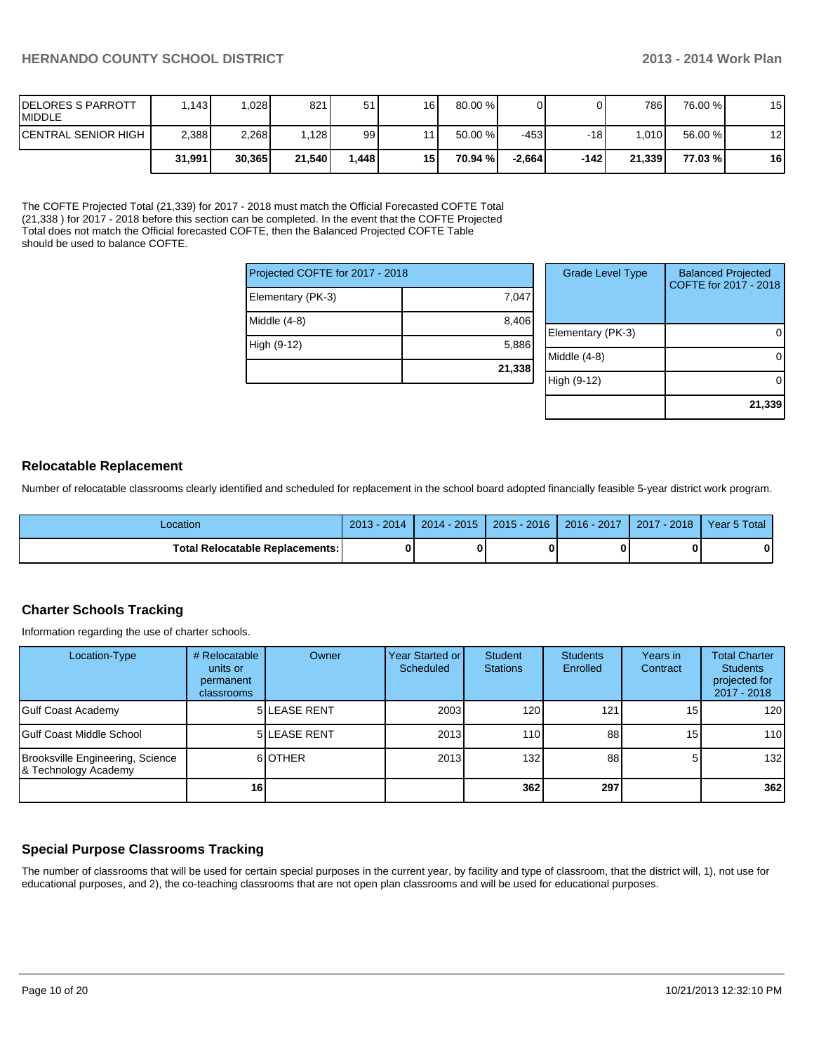| | | | | | | | | | | |
|---|---|---|---|---|---|---|---|---|---|---|
| DELORES S PARROTT MIDDLE | 1,143 | 1,028 | 821 | 51 | 16 | 80.00 % | 0 | 0 | 786 | 76.00 % | 15 |
| CENTRAL SENIOR HIGH | 2,388 | 2,268 | 1,128 | 99 | 11 | 50.00 % | -453 | -18 | 1,010 | 56.00 % | 12 |
| | **31,991** | **30,365** | **21,540** | **1,448** | **15** | **70.94 %** | **-2,664** | **-142** | **21,339** | **77.03 %** | **16** |

The COFTE Projected Total (21,339) for 2017 - 2018 must match the Official Forecasted COFTE Total (21,338 ) for 2017 - 2018 before this section can be completed. In the event that the COFTE Projected Total does not match the Official forecasted COFTE, then the Balanced Projected COFTE Table should be used to balance COFTE.

| Projected COFTE for 2017 - 2018 | |
|---|---|
| Elementary (PK-3) | 7,047 |
| Middle (4-8) | 8,406 |
| High (9-12) | 5,886 |
| | **21,338** |

| Grade Level Type | Balanced Projected COFTE for 2017 - 2018 |
|---|---|
| Elementary (PK-3) | 0 |
| Middle (4-8) | 0 |
| High (9-12) | 0 |
| | **21,339** |

## Relocatable Replacement

Number of relocatable classrooms clearly identified and scheduled for replacement in the school board adopted financially feasible 5-year district work program.

| Location | 2013 - 2014 | 2014 - 2015 | 2015 - 2016 | 2016 - 2017 | 2017 - 2018 | Year 5 Total |
|---|---|---|---|---|---|---|
| **Total Relocatable Replacements:** | **0** | **0** | **0** | **0** | **0** | **0** |

## Charter Schools Tracking

Information regarding the use of charter schools.

| Location-Type | # Relocatable units or permanent classrooms | Owner | Year Started or Scheduled | Student Stations | Students Enrolled | Years in Contract | Total Charter Students projected for 2017 - 2018 |
|---|---|---|---|---|---|---|---|
| Gulf Coast Academy | 5 | LEASE RENT | 2003 | 120 | 121 | 15 | 120 |
| Gulf Coast Middle School | 5 | LEASE RENT | 2013 | 110 | 88 | 15 | 110 |
| Brooksville Engineering, Science & Technology Academy | 6 | OTHER | 2013 | 132 | 88 | 5 | 132 |
| | **16** | | | **362** | **297** | | **362** |

## Special Purpose Classrooms Tracking

The number of classrooms that will be used for certain special purposes in the current year, by facility and type of classroom, that the district will, 1), not use for educational purposes, and 2), the co-teaching classrooms that are not open plan classrooms and will be used for educational purposes.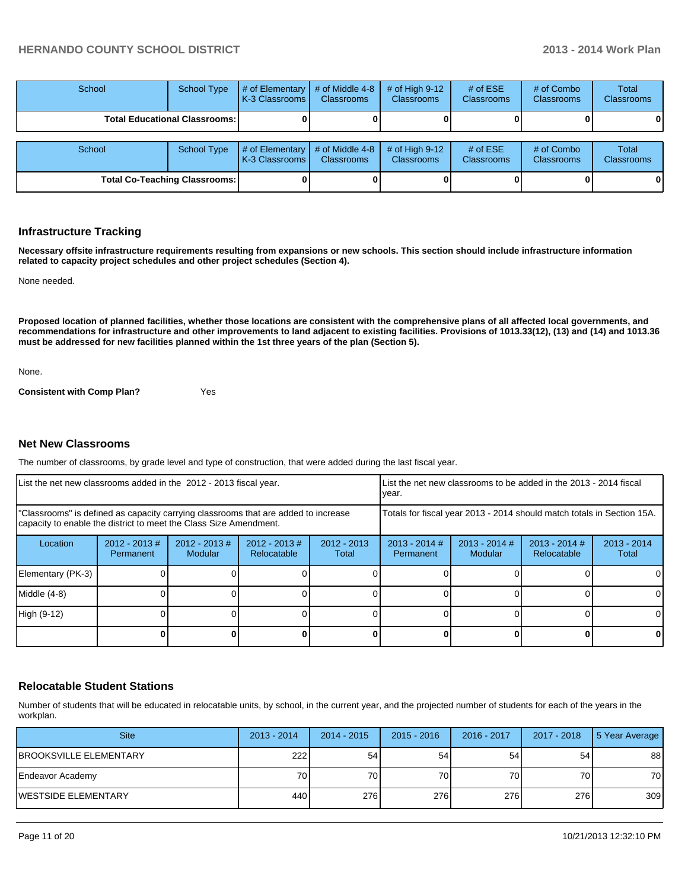| School | School Type | # of Elementary K-3 Classrooms | # of Middle 4-8 Classrooms | # of High 9-12 Classrooms | # of ESE Classrooms | # of Combo Classrooms | Total Classrooms |
|---|---|---|---|---|---|---|---|
| **Total Educational Classrooms:** | | **0** | **0** | **0** | **0** | **0** | **0** |

| School | School Type | # of Elementary K-3 Classrooms | # of Middle 4-8 Classrooms | # of High 9-12 Classrooms | # of ESE Classrooms | # of Combo Classrooms | Total Classrooms |
|---|---|---|---|---|---|---|---|
| **Total Co-Teaching Classrooms:** | | **0** | **0** | **0** | **0** | **0** | **0** |

## Infrastructure Tracking

**Necessary offsite infrastructure requirements resulting from expansions or new schools. This section should include infrastructure information related to capacity project schedules and other project schedules (Section 4).**

None needed.

**Proposed location of planned facilities, whether those locations are consistent with the comprehensive plans of all affected local governments, and recommendations for infrastructure and other improvements to land adjacent to existing facilities. Provisions of 1013.33(12), (13) and (14) and 1013.36 must be addressed for new facilities planned within the 1st three years of the plan (Section 5).**

None.

**Consistent with Comp Plan?** Yes

## Net New Classrooms

The number of classrooms, by grade level and type of construction, that were added during the last fiscal year.

| List the net new classrooms added in the 2012 - 2013 fiscal year. | | | | | List the net new classrooms to be added in the 2013 - 2014 fiscal year. | | | |
|---|---|---|---|---|---|---|---|---|
| "Classrooms" is defined as capacity carrying classrooms that are added to increase capacity to enable the district to meet the Class Size Amendment. | | | | | Totals for fiscal year 2013 - 2014 should match totals in Section 15A. | | | |
| Location | 2012 - 2013 # Permanent | 2012 - 2013 # Modular | 2012 - 2013 # Relocatable | 2012 - 2013 Total | 2013 - 2014 # Permanent | 2013 - 2014 # Modular | 2013 - 2014 # Relocatable | 2013 - 2014 Total |
| Elementary (PK-3) | 0 | 0 | 0 | 0 | 0 | 0 | 0 | 0 |
| Middle (4-8) | 0 | 0 | 0 | 0 | 0 | 0 | 0 | 0 |
| High (9-12) | 0 | 0 | 0 | 0 | 0 | 0 | 0 | 0 |
| | **0** | **0** | **0** | **0** | **0** | **0** | **0** | **0** |

## Relocatable Student Stations

Number of students that will be educated in relocatable units, by school, in the current year, and the projected number of students for each of the years in the workplan.

| Site | 2013 - 2014 | 2014 - 2015 | 2015 - 2016 | 2016 - 2017 | 2017 - 2018 | 5 Year Average |
|---|---|---|---|---|---|---|
| BROOKSVILLE ELEMENTARY | 222 | 54 | 54 | 54 | 54 | 88 |
| Endeavor Academy | 70 | 70 | 70 | 70 | 70 | 70 |
| WESTSIDE ELEMENTARY | 440 | 276 | 276 | 276 | 276 | 309 |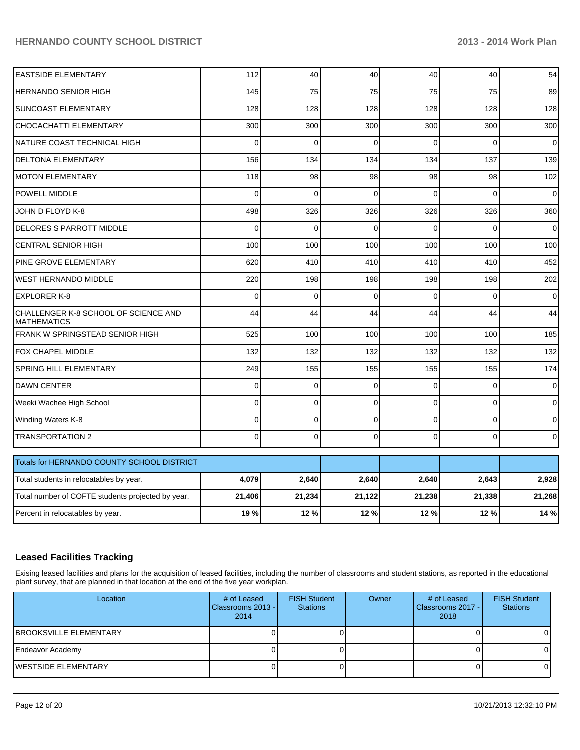| | | | | | | |
|---|---|---|---|---|---|---|
| EASTSIDE ELEMENTARY | 112 | 40 | 40 | 40 | 40 | 54 |
| HERNANDO SENIOR HIGH | 145 | 75 | 75 | 75 | 75 | 89 |
| SUNCOAST ELEMENTARY | 128 | 128 | 128 | 128 | 128 | 128 |
| CHOCACHATTI ELEMENTARY | 300 | 300 | 300 | 300 | 300 | 300 |
| NATURE COAST TECHNICAL HIGH | 0 | 0 | 0 | 0 | 0 | 0 |
| DELTONA ELEMENTARY | 156 | 134 | 134 | 134 | 137 | 139 |
| MOTON ELEMENTARY | 118 | 98 | 98 | 98 | 98 | 102 |
| POWELL MIDDLE | 0 | 0 | 0 | 0 | 0 | 0 |
| JOHN D FLOYD K-8 | 498 | 326 | 326 | 326 | 326 | 360 |
| DELORES S PARROTT MIDDLE | 0 | 0 | 0 | 0 | 0 | 0 |
| CENTRAL SENIOR HIGH | 100 | 100 | 100 | 100 | 100 | 100 |
| PINE GROVE ELEMENTARY | 620 | 410 | 410 | 410 | 410 | 452 |
| WEST HERNANDO MIDDLE | 220 | 198 | 198 | 198 | 198 | 202 |
| EXPLORER K-8 | 0 | 0 | 0 | 0 | 0 | 0 |
| CHALLENGER K-8 SCHOOL OF SCIENCE AND MATHEMATICS | 44 | 44 | 44 | 44 | 44 | 44 |
| FRANK W SPRINGSTEAD SENIOR HIGH | 525 | 100 | 100 | 100 | 100 | 185 |
| FOX CHAPEL MIDDLE | 132 | 132 | 132 | 132 | 132 | 132 |
| SPRING HILL ELEMENTARY | 249 | 155 | 155 | 155 | 155 | 174 |
| DAWN CENTER | 0 | 0 | 0 | 0 | 0 | 0 |
| Weeki Wachee High School | 0 | 0 | 0 | 0 | 0 | 0 |
| Winding Waters K-8 | 0 | 0 | 0 | 0 | 0 | 0 |
| TRANSPORTATION 2 | 0 | 0 | 0 | 0 | 0 | 0 |

| Totals for HERNANDO COUNTY SCHOOL DISTRICT | | | | | | |
|---|---|---|---|---|---|---|
| Total students in relocatables by year. | **4,079** | **2,640** | **2,640** | **2,640** | **2,643** | **2,928** |
| Total number of COFTE students projected by year. | **21,406** | **21,234** | **21,122** | **21,238** | **21,338** | **21,268** |
| Percent in relocatables by year. | **19 %** | **12 %** | **12 %** | **12 %** | **12 %** | **14 %** |

## Leased Facilities Tracking

Exising leased facilities and plans for the acquisition of leased facilities, including the number of classrooms and student stations, as reported in the educational plant survey, that are planned in that location at the end of the five year workplan.

| Location | # of Leased Classrooms 2013 - 2014 | FISH Student Stations | Owner | # of Leased Classrooms 2017 - 2018 | FISH Student Stations |
|---|---|---|---|---|---|
| BROOKSVILLE ELEMENTARY | 0 | 0 | | 0 | 0 |
| Endeavor Academy | 0 | 0 | | 0 | 0 |
| WESTSIDE ELEMENTARY | 0 | 0 | | 0 | 0 |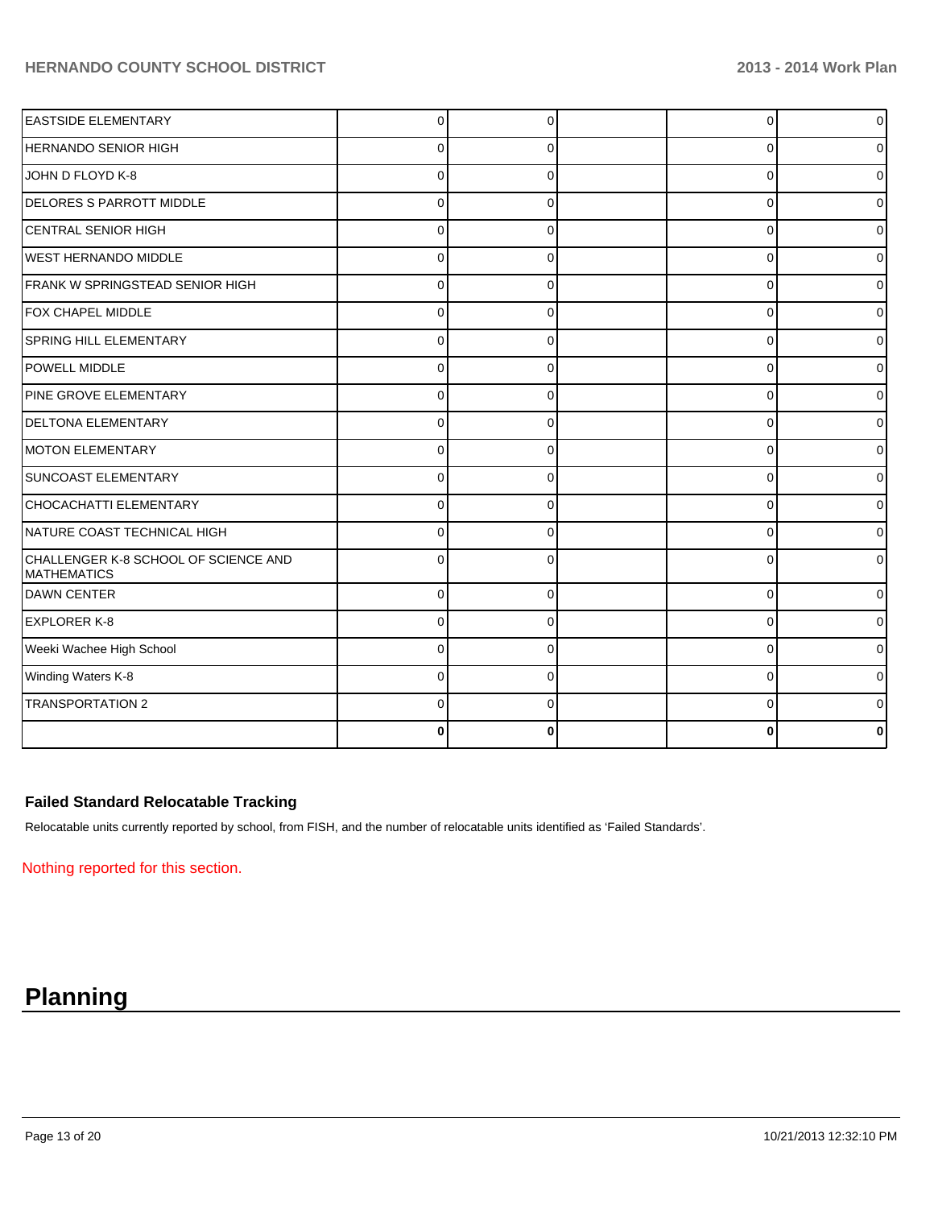| | | | | | |
|---|---|---|---|---|---|
| EASTSIDE ELEMENTARY | 0 | 0 | | 0 | 0 |
| HERNANDO SENIOR HIGH | 0 | 0 | | 0 | 0 |
| JOHN D FLOYD K-8 | 0 | 0 | | 0 | 0 |
| DELORES S PARROTT MIDDLE | 0 | 0 | | 0 | 0 |
| CENTRAL SENIOR HIGH | 0 | 0 | | 0 | 0 |
| WEST HERNANDO MIDDLE | 0 | 0 | | 0 | 0 |
| FRANK W SPRINGSTEAD SENIOR HIGH | 0 | 0 | | 0 | 0 |
| FOX CHAPEL MIDDLE | 0 | 0 | | 0 | 0 |
| SPRING HILL ELEMENTARY | 0 | 0 | | 0 | 0 |
| POWELL MIDDLE | 0 | 0 | | 0 | 0 |
| PINE GROVE ELEMENTARY | 0 | 0 | | 0 | 0 |
| DELTONA ELEMENTARY | 0 | 0 | | 0 | 0 |
| MOTON ELEMENTARY | 0 | 0 | | 0 | 0 |
| SUNCOAST ELEMENTARY | 0 | 0 | | 0 | 0 |
| CHOCACHATTI ELEMENTARY | 0 | 0 | | 0 | 0 |
| NATURE COAST TECHNICAL HIGH | 0 | 0 | | 0 | 0 |
| CHALLENGER K-8 SCHOOL OF SCIENCE AND MATHEMATICS | 0 | 0 | | 0 | 0 |
| DAWN CENTER | 0 | 0 | | 0 | 0 |
| EXPLORER K-8 | 0 | 0 | | 0 | 0 |
| Weeki Wachee High School | 0 | 0 | | 0 | 0 |
| Winding Waters K-8 | 0 | 0 | | 0 | 0 |
| TRANSPORTATION 2 | 0 | 0 | | 0 | 0 |
| | **0** | **0** | | **0** | **0** |

### Failed Standard Relocatable Tracking

Relocatable units currently reported by school, from FISH, and the number of relocatable units identified as 'Failed Standards'.

Nothing reported for this section.

# Planning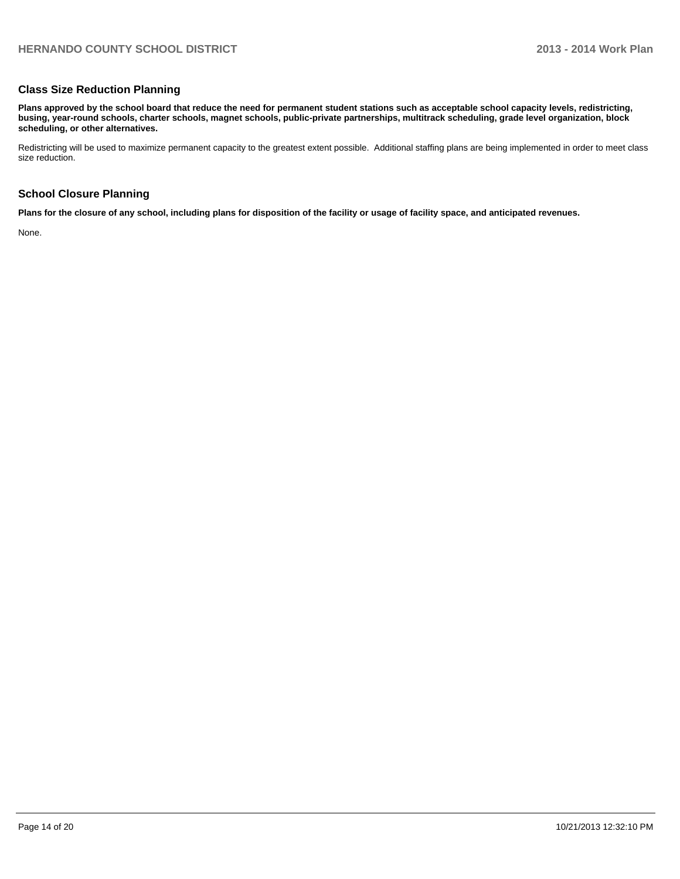## Class Size Reduction Planning

**Plans approved by the school board that reduce the need for permanent student stations such as acceptable school capacity levels, redistricting, busing, year-round schools, charter schools, magnet schools, public-private partnerships, multitrack scheduling, grade level organization, block scheduling, or other alternatives.**

Redistricting will be used to maximize permanent capacity to the greatest extent possible. Additional staffing plans are being implemented in order to meet class size reduction.

## School Closure Planning

**Plans for the closure of any school, including plans for disposition of the facility or usage of facility space, and anticipated revenues.**

None.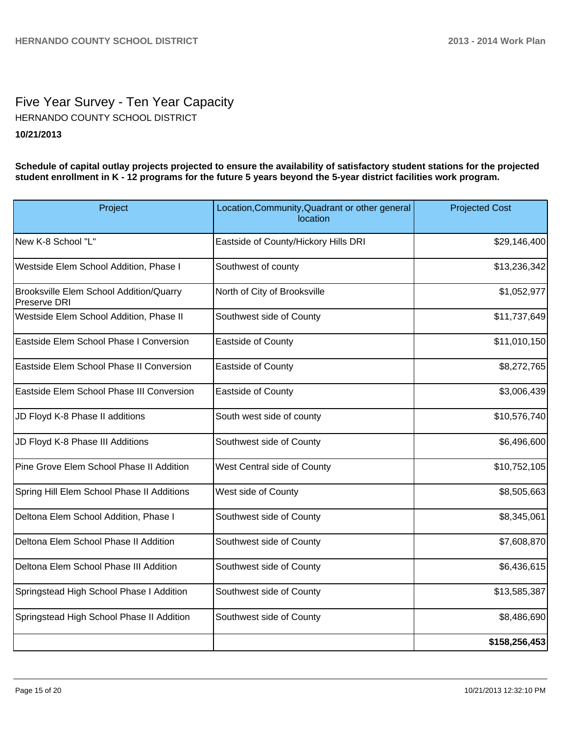# Five Year Survey - Ten Year Capacity

HERNANDO COUNTY SCHOOL DISTRICT

**10/21/2013**

**Schedule of capital outlay projects projected to ensure the availability of satisfactory student stations for the projected student enrollment in K - 12 programs for the future 5 years beyond the 5-year district facilities work program.**

| Project | Location,Community,Quadrant or other general location | Projected Cost |
|---|---|---|
| New K-8 School "L" | Eastside of County/Hickory Hills DRI | $29,146,400 |
| Westside Elem School Addition, Phase I | Southwest of county | $13,236,342 |
| Brooksville Elem School Addition/Quarry Preserve DRI | North of City of Brooksville | $1,052,977 |
| Westside Elem School Addition, Phase II | Southwest side of County | $11,737,649 |
| Eastside Elem School Phase I Conversion | Eastside of County | $11,010,150 |
| Eastside Elem School Phase II Conversion | Eastside of County | $8,272,765 |
| Eastside Elem School Phase III Conversion | Eastside of County | $3,006,439 |
| JD Floyd K-8 Phase II additions | South west side of county | $10,576,740 |
| JD Floyd K-8 Phase III Additions | Southwest side of County | $6,496,600 |
| Pine Grove Elem School Phase II Addition | West Central side of County | $10,752,105 |
| Spring Hill Elem School Phase II Additions | West side of County | $8,505,663 |
| Deltona Elem School Addition, Phase I | Southwest side of County | $8,345,061 |
| Deltona Elem School Phase II Addition | Southwest side of County | $7,608,870 |
| Deltona Elem School Phase III Addition | Southwest side of County | $6,436,615 |
| Springstead High School Phase I Addition | Southwest side of County | $13,585,387 |
| Springstead High School Phase II Addition | Southwest side of County | $8,486,690 |
| | | **$158,256,453** |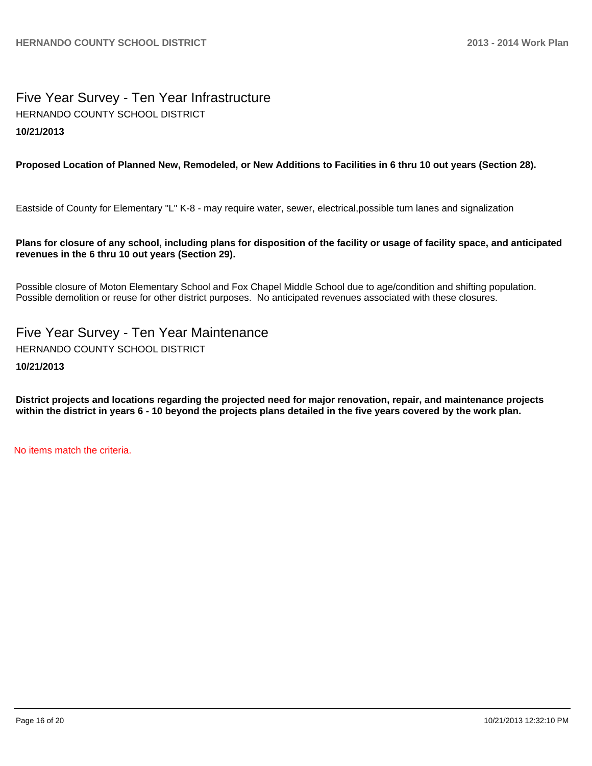# Five Year Survey - Ten Year Infrastructure

HERNANDO COUNTY SCHOOL DISTRICT

**10/21/2013**

**Proposed Location of Planned New, Remodeled, or New Additions to Facilities in 6 thru 10 out years (Section 28).**

Eastside of County for Elementary "L" K-8 - may require water, sewer, electrical,possible turn lanes and signalization

**Plans for closure of any school, including plans for disposition of the facility or usage of facility space, and anticipated revenues in the 6 thru 10 out years (Section 29).**

Possible closure of Moton Elementary School and Fox Chapel Middle School due to age/condition and shifting population. Possible demolition or reuse for other district purposes. No anticipated revenues associated with these closures.

# Five Year Survey - Ten Year Maintenance

HERNANDO COUNTY SCHOOL DISTRICT

**10/21/2013**

**District projects and locations regarding the projected need for major renovation, repair, and maintenance projects within the district in years 6 - 10 beyond the projects plans detailed in the five years covered by the work plan.**

No items match the criteria.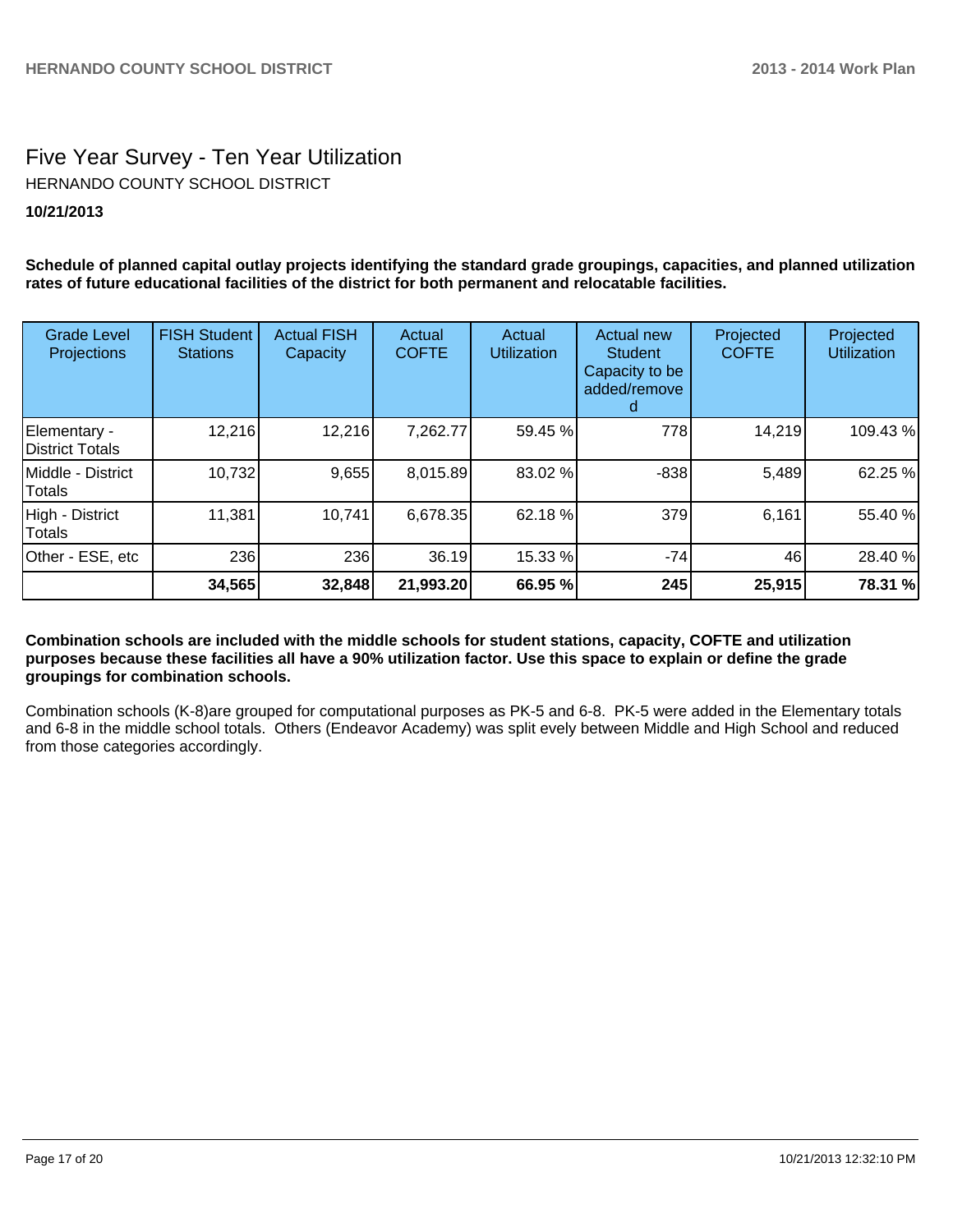# Five Year Survey - Ten Year Utilization

HERNANDO COUNTY SCHOOL DISTRICT

**10/21/2013**

**Schedule of planned capital outlay projects identifying the standard grade groupings, capacities, and planned utilization rates of future educational facilities of the district for both permanent and relocatable facilities.**

| Grade Level Projections | FISH Student Stations | Actual FISH Capacity | Actual COFTE | Actual Utilization | Actual new Student Capacity to be added/removed | Projected COFTE | Projected Utilization |
|---|---|---|---|---|---|---|---|
| Elementary - District Totals | 12,216 | 12,216 | 7,262.77 | 59.45 % | 778 | 14,219 | 109.43 % |
| Middle - District Totals | 10,732 | 9,655 | 8,015.89 | 83.02 % | -838 | 5,489 | 62.25 % |
| High - District Totals | 11,381 | 10,741 | 6,678.35 | 62.18 % | 379 | 6,161 | 55.40 % |
| Other - ESE, etc | 236 | 236 | 36.19 | 15.33 % | -74 | 46 | 28.40 % |
| | **34,565** | **32,848** | **21,993.20** | **66.95 %** | **245** | **25,915** | **78.31 %** |

**Combination schools are included with the middle schools for student stations, capacity, COFTE and utilization purposes because these facilities all have a 90% utilization factor. Use this space to explain or define the grade groupings for combination schools.**

Combination schools (K-8)are grouped for computational purposes as PK-5 and 6-8. PK-5 were added in the Elementary totals and 6-8 in the middle school totals. Others (Endeavor Academy) was split evely between Middle and High School and reduced from those categories accordingly.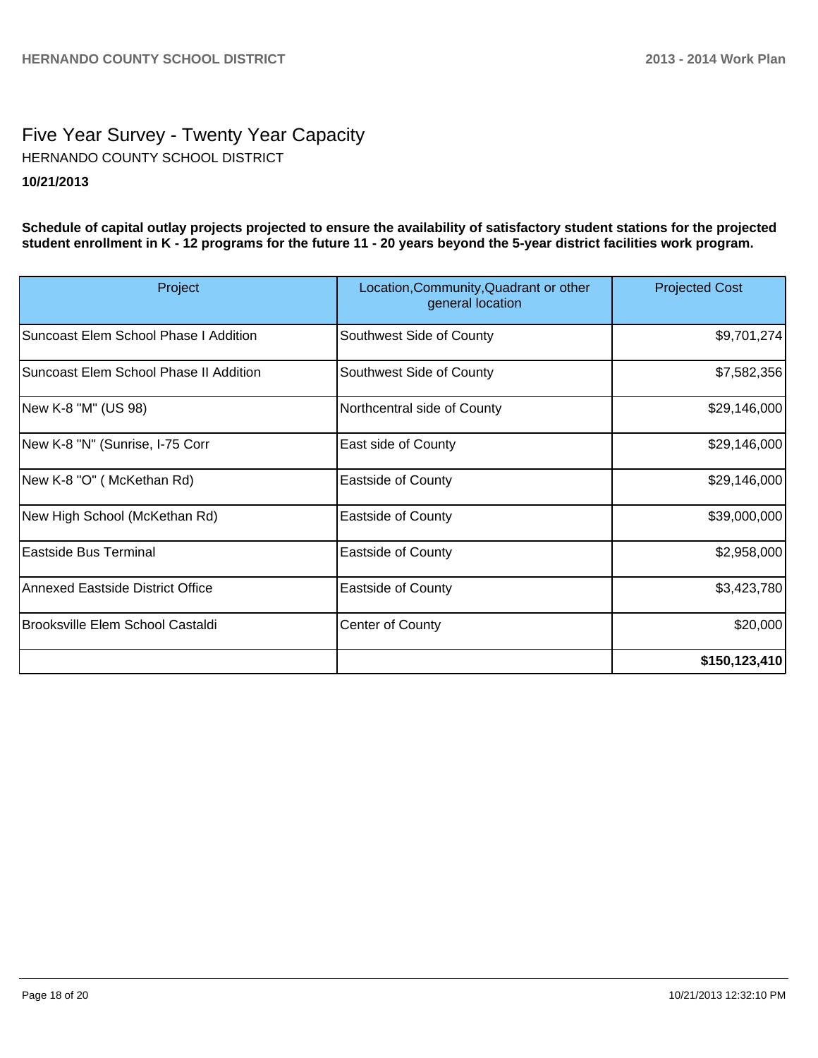# Five Year Survey - Twenty Year Capacity

HERNANDO COUNTY SCHOOL DISTRICT

**10/21/2013**

**Schedule of capital outlay projects projected to ensure the availability of satisfactory student stations for the projected student enrollment in K - 12 programs for the future 11 - 20 years beyond the 5-year district facilities work program.**

| Project | Location,Community,Quadrant or other general location | Projected Cost |
|---|---|---|
| Suncoast Elem School Phase I Addition | Southwest Side of County | $9,701,274 |
| Suncoast Elem School Phase II Addition | Southwest Side of County | $7,582,356 |
| New K-8 "M" (US 98) | Northcentral side of County | $29,146,000 |
| New K-8 "N" (Sunrise, I-75 Corr | East side of County | $29,146,000 |
| New K-8 "O" ( McKethan Rd) | Eastside of County | $29,146,000 |
| New High School (McKethan Rd) | Eastside of County | $39,000,000 |
| Eastside Bus Terminal | Eastside of County | $2,958,000 |
| Annexed Eastside District Office | Eastside of County | $3,423,780 |
| Brooksville Elem School Castaldi | Center of County | $20,000 |
| | | **$150,123,410** |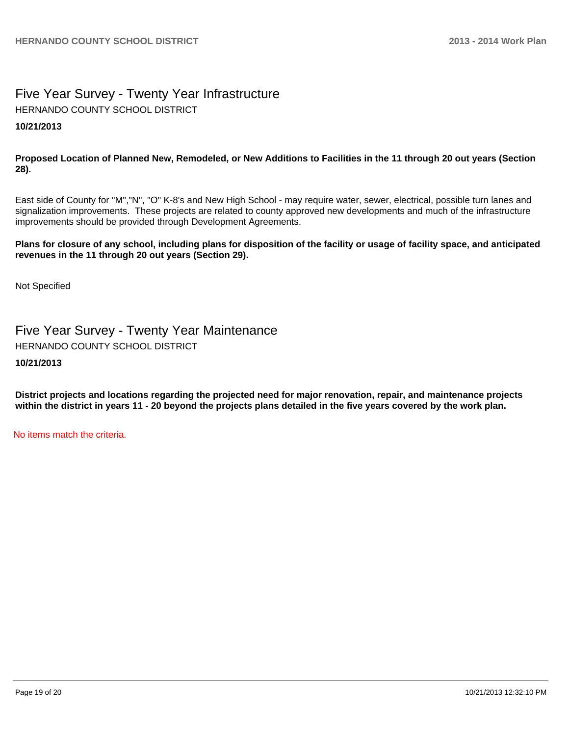# Five Year Survey - Twenty Year Infrastructure

HERNANDO COUNTY SCHOOL DISTRICT

**10/21/2013**

**Proposed Location of Planned New, Remodeled, or New Additions to Facilities in the 11 through 20 out years (Section 28).**

East side of County for "M","N", "O" K-8's and New High School - may require water, sewer, electrical, possible turn lanes and signalization improvements. These projects are related to county approved new developments and much of the infrastructure improvements should be provided through Development Agreements.

**Plans for closure of any school, including plans for disposition of the facility or usage of facility space, and anticipated revenues in the 11 through 20 out years (Section 29).**

Not Specified

# Five Year Survey - Twenty Year Maintenance

HERNANDO COUNTY SCHOOL DISTRICT

**10/21/2013**

**District projects and locations regarding the projected need for major renovation, repair, and maintenance projects within the district in years 11 - 20 beyond the projects plans detailed in the five years covered by the work plan.**

No items match the criteria.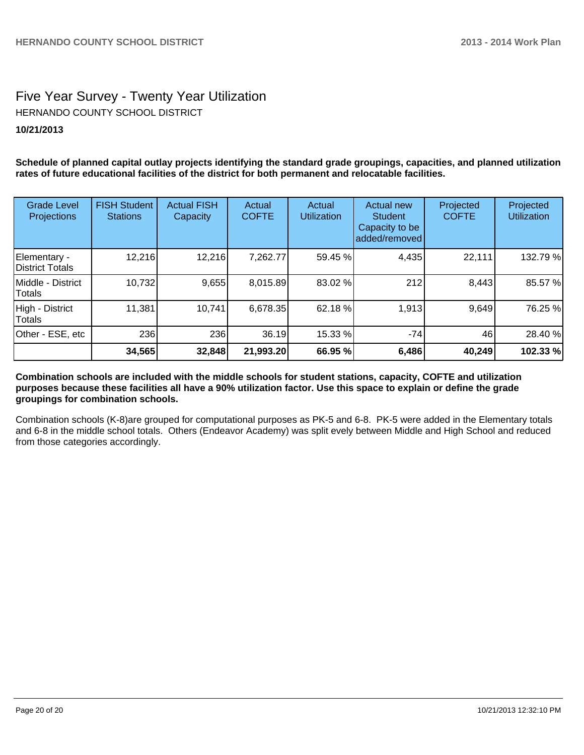# Five Year Survey - Twenty Year Utilization

HERNANDO COUNTY SCHOOL DISTRICT

**10/21/2013**

**Schedule of planned capital outlay projects identifying the standard grade groupings, capacities, and planned utilization rates of future educational facilities of the district for both permanent and relocatable facilities.**

| Grade Level Projections | FISH Student Stations | Actual FISH Capacity | Actual COFTE | Actual Utilization | Actual new Student Capacity to be added/removed | Projected COFTE | Projected Utilization |
|---|---|---|---|---|---|---|---|
| Elementary - District Totals | 12,216 | 12,216 | 7,262.77 | 59.45 % | 4,435 | 22,111 | 132.79 % |
| Middle - District Totals | 10,732 | 9,655 | 8,015.89 | 83.02 % | 212 | 8,443 | 85.57 % |
| High - District Totals | 11,381 | 10,741 | 6,678.35 | 62.18 % | 1,913 | 9,649 | 76.25 % |
| Other - ESE, etc | 236 | 236 | 36.19 | 15.33 % | -74 | 46 | 28.40 % |
| | **34,565** | **32,848** | **21,993.20** | **66.95 %** | **6,486** | **40,249** | **102.33 %** |

**Combination schools are included with the middle schools for student stations, capacity, COFTE and utilization purposes because these facilities all have a 90% utilization factor. Use this space to explain or define the grade groupings for combination schools.**

Combination schools (K-8)are grouped for computational purposes as PK-5 and 6-8. PK-5 were added in the Elementary totals and 6-8 in the middle school totals. Others (Endeavor Academy) was split evely between Middle and High School and reduced from those categories accordingly.